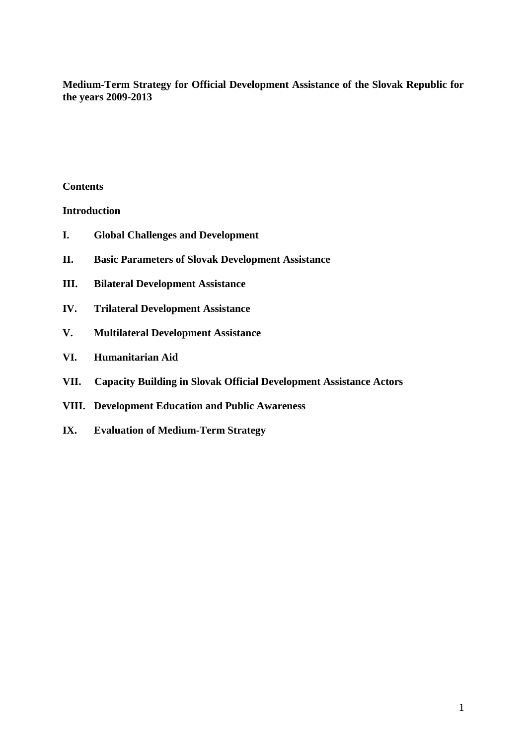# Medium-Term Strategy for Official Development Assistance of the Slovak Republic for the years 2009-2013

**Contents**

**Introduction**

**I. Global Challenges and Development**

**II. Basic Parameters of Slovak Development Assistance**

**III. Bilateral Development Assistance**

**IV. Trilateral Development Assistance**

**V. Multilateral Development Assistance**

**VI. Humanitarian Aid**

**VII. Capacity Building in Slovak Official Development Assistance Actors**

**VIII. Development Education and Public Awareness**

**IX. Evaluation of Medium-Term Strategy**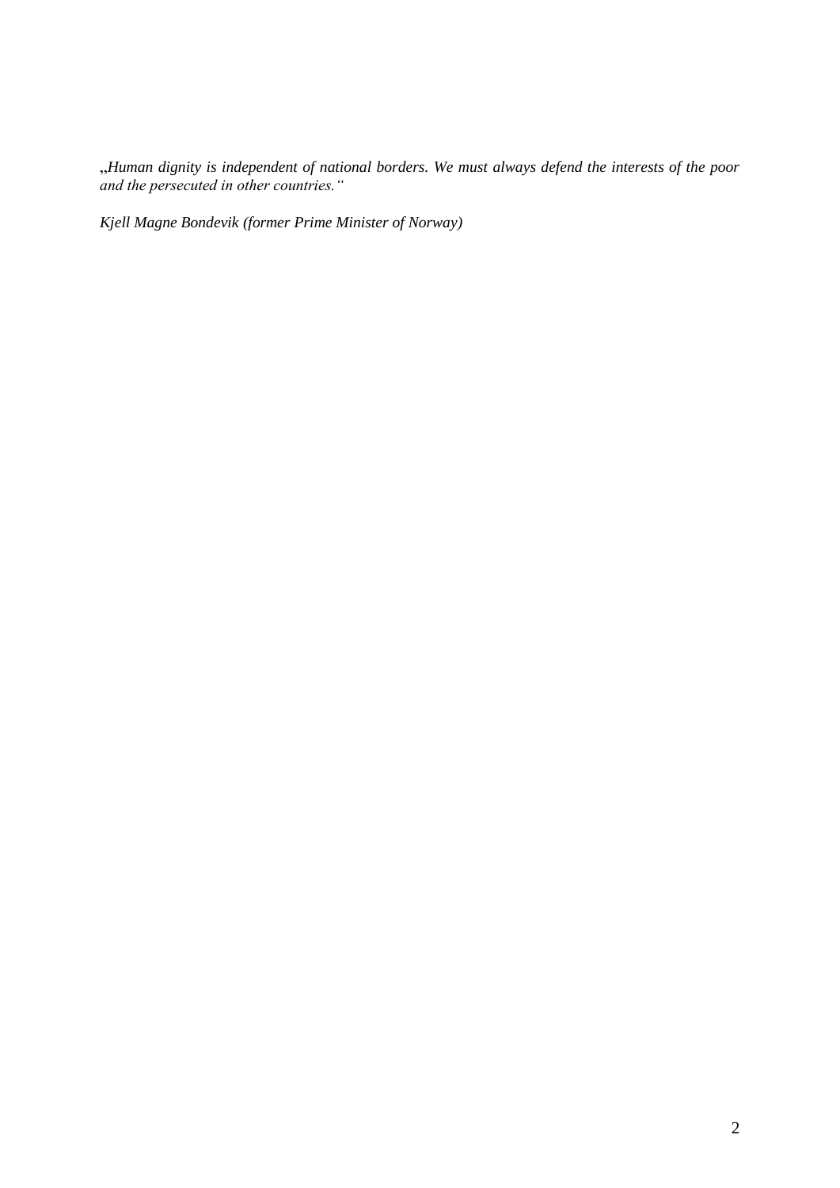„*Human dignity is independent of national borders. We must always defend the interests of the poor and the persecuted in other countries.*"

*Kjell Magne Bondevik (former Prime Minister of Norway)*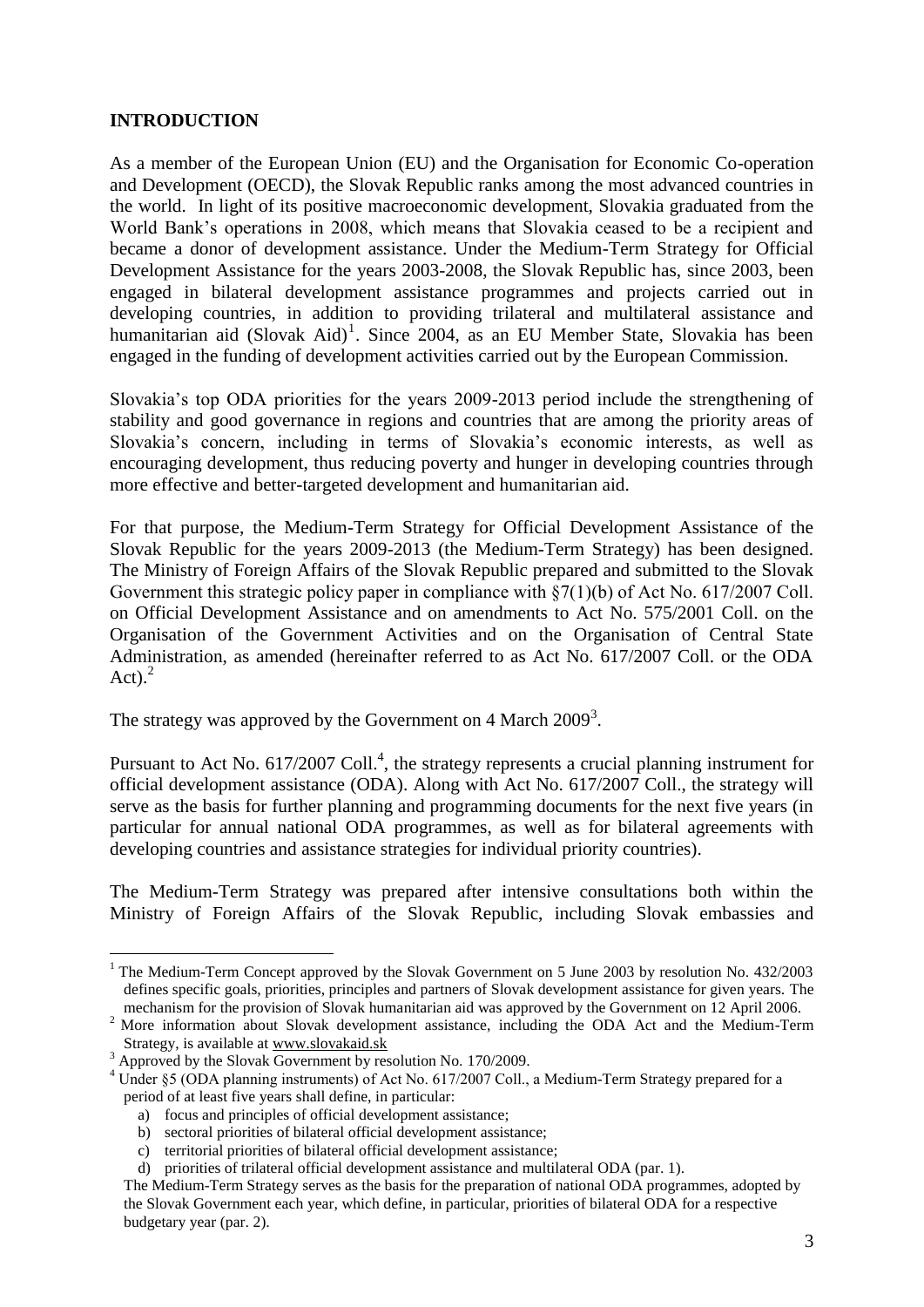## INTRODUCTION

As a member of the European Union (EU) and the Organisation for Economic Co-operation and Development (OECD), the Slovak Republic ranks among the most advanced countries in the world. In light of its positive macroeconomic development, Slovakia graduated from the World Bank's operations in 2008, which means that Slovakia ceased to be a recipient and became a donor of development assistance. Under the Medium-Term Strategy for Official Development Assistance for the years 2003-2008, the Slovak Republic has, since 2003, been engaged in bilateral development assistance programmes and projects carried out in developing countries, in addition to providing trilateral and multilateral assistance and humanitarian aid (Slovak Aid)[1]. Since 2004, as an EU Member State, Slovakia has been engaged in the funding of development activities carried out by the European Commission.

Slovakia's top ODA priorities for the years 2009-2013 period include the strengthening of stability and good governance in regions and countries that are among the priority areas of Slovakia's concern, including in terms of Slovakia's economic interests, as well as encouraging development, thus reducing poverty and hunger in developing countries through more effective and better-targeted development and humanitarian aid.

For that purpose, the Medium-Term Strategy for Official Development Assistance of the Slovak Republic for the years 2009-2013 (the Medium-Term Strategy) has been designed. The Ministry of Foreign Affairs of the Slovak Republic prepared and submitted to the Slovak Government this strategic policy paper in compliance with §7(1)(b) of Act No. 617/2007 Coll. on Official Development Assistance and on amendments to Act No. 575/2001 Coll. on the Organisation of the Government Activities and on the Organisation of Central State Administration, as amended (hereinafter referred to as Act No. 617/2007 Coll. or the ODA Act).[2]

The strategy was approved by the Government on 4 March 2009[3].

Pursuant to Act No. 617/2007 Coll.[4], the strategy represents a crucial planning instrument for official development assistance (ODA). Along with Act No. 617/2007 Coll., the strategy will serve as the basis for further planning and programming documents for the next five years (in particular for annual national ODA programmes, as well as for bilateral agreements with developing countries and assistance strategies for individual priority countries).

The Medium-Term Strategy was prepared after intensive consultations both within the Ministry of Foreign Affairs of the Slovak Republic, including Slovak embassies and

---

[1] The Medium-Term Concept approved by the Slovak Government on 5 June 2003 by resolution No. 432/2003 defines specific goals, priorities, principles and partners of Slovak development assistance for given years. The mechanism for the provision of Slovak humanitarian aid was approved by the Government on 12 April 2006.

[2] More information about Slovak development assistance, including the ODA Act and the Medium-Term Strategy, is available at www.slovakaid.sk

[3] Approved by the Slovak Government by resolution No. 170/2009.

[4] Under §5 (ODA planning instruments) of Act No. 617/2007 Coll., a Medium-Term Strategy prepared for a period of at least five years shall define, in particular:

a) focus and principles of official development assistance;
b) sectoral priorities of bilateral official development assistance;
c) territorial priorities of bilateral official development assistance;
d) priorities of trilateral official development assistance and multilateral ODA (par. 1).

The Medium-Term Strategy serves as the basis for the preparation of national ODA programmes, adopted by the Slovak Government each year, which define, in particular, priorities of bilateral ODA for a respective budgetary year (par. 2).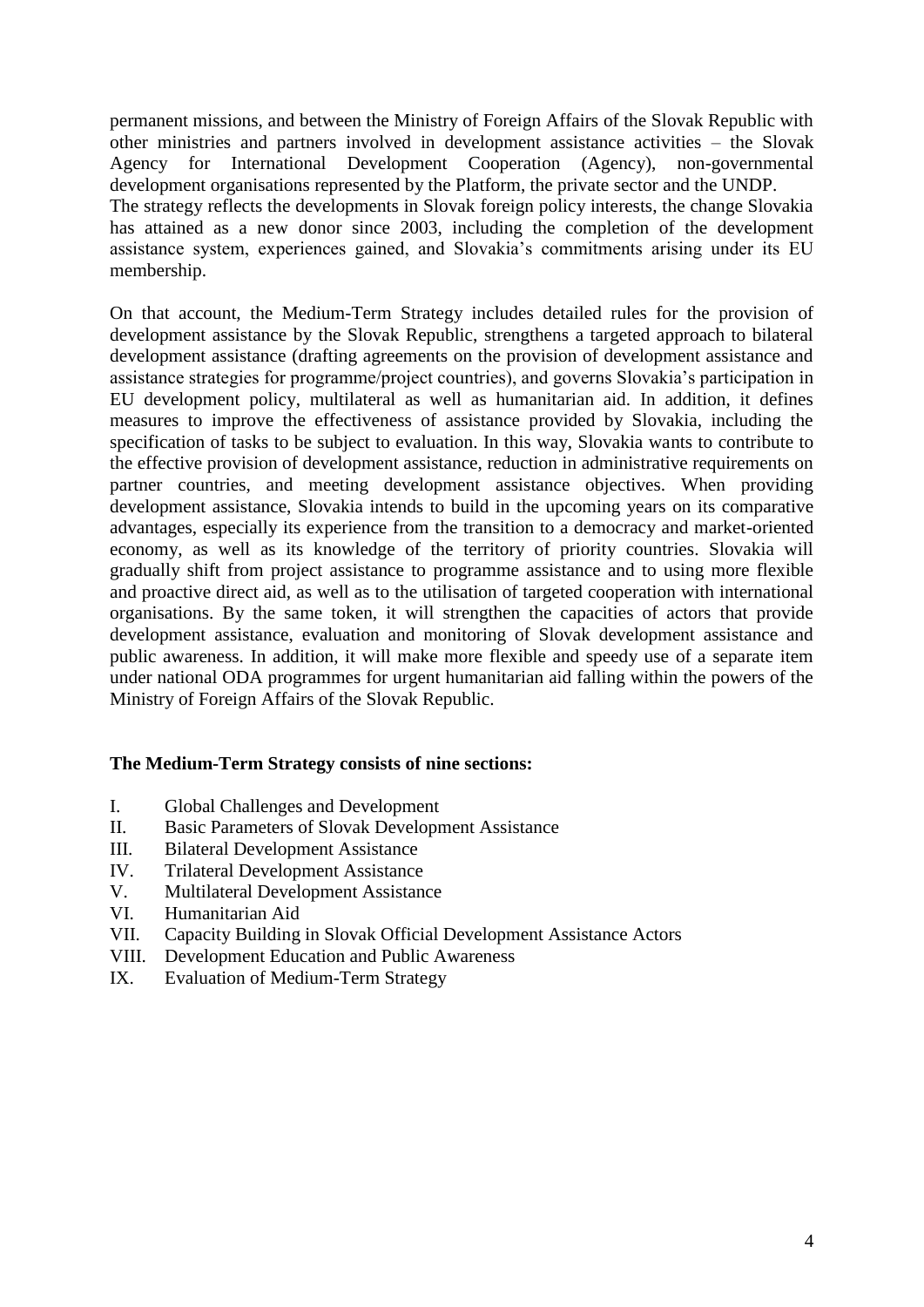permanent missions, and between the Ministry of Foreign Affairs of the Slovak Republic with other ministries and partners involved in development assistance activities – the Slovak Agency for International Development Cooperation (Agency), non-governmental development organisations represented by the Platform, the private sector and the UNDP.
The strategy reflects the developments in Slovak foreign policy interests, the change Slovakia has attained as a new donor since 2003, including the completion of the development assistance system, experiences gained, and Slovakia's commitments arising under its EU membership.

On that account, the Medium-Term Strategy includes detailed rules for the provision of development assistance by the Slovak Republic, strengthens a targeted approach to bilateral development assistance (drafting agreements on the provision of development assistance and assistance strategies for programme/project countries), and governs Slovakia's participation in EU development policy, multilateral as well as humanitarian aid. In addition, it defines measures to improve the effectiveness of assistance provided by Slovakia, including the specification of tasks to be subject to evaluation. In this way, Slovakia wants to contribute to the effective provision of development assistance, reduction in administrative requirements on partner countries, and meeting development assistance objectives. When providing development assistance, Slovakia intends to build in the upcoming years on its comparative advantages, especially its experience from the transition to a democracy and market-oriented economy, as well as its knowledge of the territory of priority countries. Slovakia will gradually shift from project assistance to programme assistance and to using more flexible and proactive direct aid, as well as to the utilisation of targeted cooperation with international organisations. By the same token, it will strengthen the capacities of actors that provide development assistance, evaluation and monitoring of Slovak development assistance and public awareness. In addition, it will make more flexible and speedy use of a separate item under national ODA programmes for urgent humanitarian aid falling within the powers of the Ministry of Foreign Affairs of the Slovak Republic.

**The Medium-Term Strategy consists of nine sections:**

I. Global Challenges and Development
II. Basic Parameters of Slovak Development Assistance
III. Bilateral Development Assistance
IV. Trilateral Development Assistance
V. Multilateral Development Assistance
VI. Humanitarian Aid
VII. Capacity Building in Slovak Official Development Assistance Actors
VIII. Development Education and Public Awareness
IX. Evaluation of Medium-Term Strategy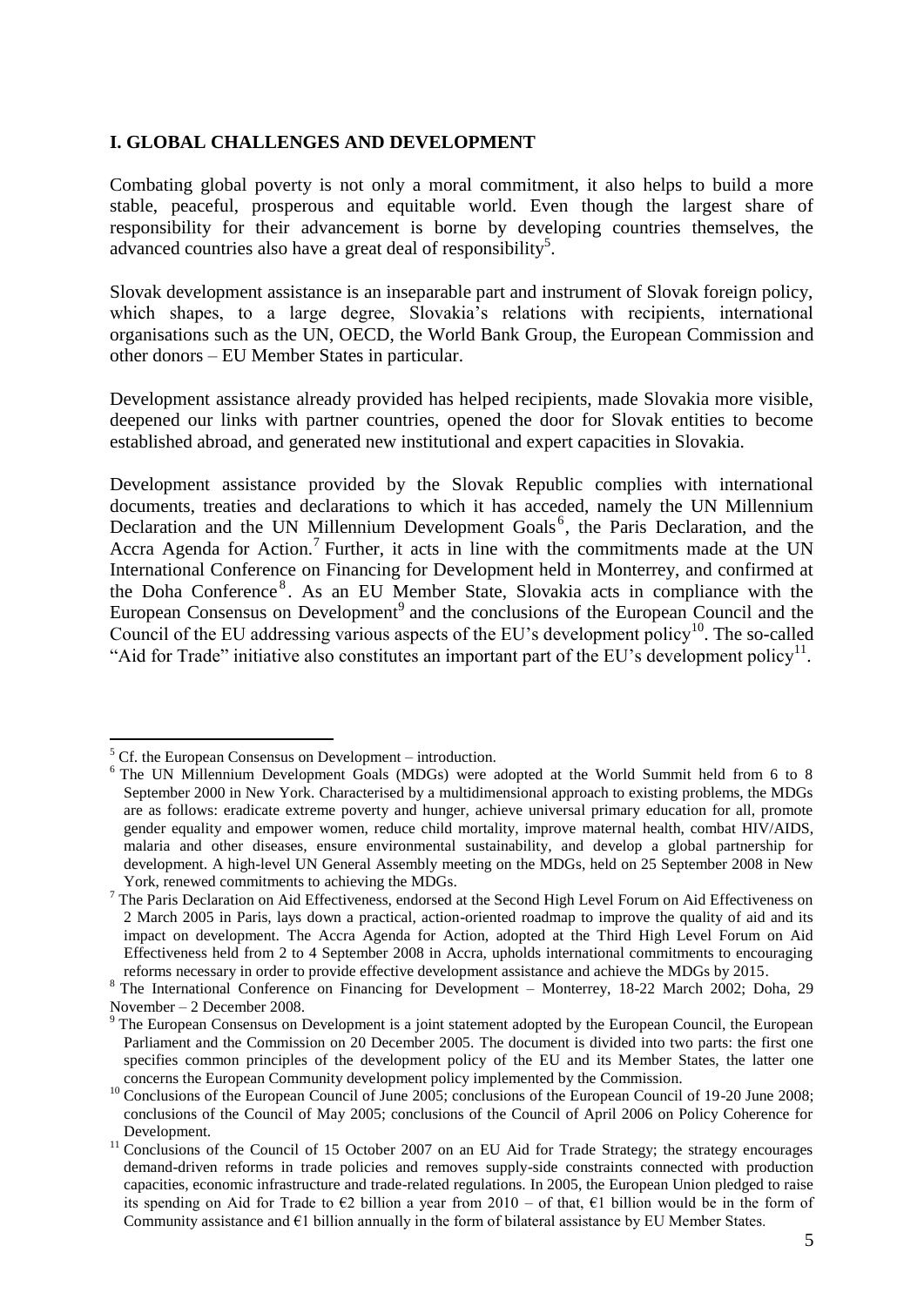## I. GLOBAL CHALLENGES AND DEVELOPMENT

Combating global poverty is not only a moral commitment, it also helps to build a more stable, peaceful, prosperous and equitable world. Even though the largest share of responsibility for their advancement is borne by developing countries themselves, the advanced countries also have a great deal of responsibility[5].

Slovak development assistance is an inseparable part and instrument of Slovak foreign policy, which shapes, to a large degree, Slovakia's relations with recipients, international organisations such as the UN, OECD, the World Bank Group, the European Commission and other donors – EU Member States in particular.

Development assistance already provided has helped recipients, made Slovakia more visible, deepened our links with partner countries, opened the door for Slovak entities to become established abroad, and generated new institutional and expert capacities in Slovakia.

Development assistance provided by the Slovak Republic complies with international documents, treaties and declarations to which it has acceded, namely the UN Millennium Declaration and the UN Millennium Development Goals[6], the Paris Declaration, and the Accra Agenda for Action.[7] Further, it acts in line with the commitments made at the UN International Conference on Financing for Development held in Monterrey, and confirmed at the Doha Conference[8]. As an EU Member State, Slovakia acts in compliance with the European Consensus on Development[9] and the conclusions of the European Council and the Council of the EU addressing various aspects of the EU's development policy[10]. The so-called "Aid for Trade" initiative also constitutes an important part of the EU's development policy[11].

---

[5] Cf. the European Consensus on Development – introduction.

[6] The UN Millennium Development Goals (MDGs) were adopted at the World Summit held from 6 to 8 September 2000 in New York. Characterised by a multidimensional approach to existing problems, the MDGs are as follows: eradicate extreme poverty and hunger, achieve universal primary education for all, promote gender equality and empower women, reduce child mortality, improve maternal health, combat HIV/AIDS, malaria and other diseases, ensure environmental sustainability, and develop a global partnership for development. A high-level UN General Assembly meeting on the MDGs, held on 25 September 2008 in New York, renewed commitments to achieving the MDGs.

[7] The Paris Declaration on Aid Effectiveness, endorsed at the Second High Level Forum on Aid Effectiveness on 2 March 2005 in Paris, lays down a practical, action-oriented roadmap to improve the quality of aid and its impact on development. The Accra Agenda for Action, adopted at the Third High Level Forum on Aid Effectiveness held from 2 to 4 September 2008 in Accra, upholds international commitments to encouraging reforms necessary in order to provide effective development assistance and achieve the MDGs by 2015.

[8] The International Conference on Financing for Development – Monterrey, 18-22 March 2002; Doha, 29 November – 2 December 2008.

[9] The European Consensus on Development is a joint statement adopted by the European Council, the European Parliament and the Commission on 20 December 2005. The document is divided into two parts: the first one specifies common principles of the development policy of the EU and its Member States, the latter one concerns the European Community development policy implemented by the Commission.

[10] Conclusions of the European Council of June 2005; conclusions of the European Council of 19-20 June 2008; conclusions of the Council of May 2005; conclusions of the Council of April 2006 on Policy Coherence for Development.

[11] Conclusions of the Council of 15 October 2007 on an EU Aid for Trade Strategy; the strategy encourages demand-driven reforms in trade policies and removes supply-side constraints connected with production capacities, economic infrastructure and trade-related regulations. In 2005, the European Union pledged to raise its spending on Aid for Trade to €2 billion a year from 2010 – of that, €1 billion would be in the form of Community assistance and €1 billion annually in the form of bilateral assistance by EU Member States.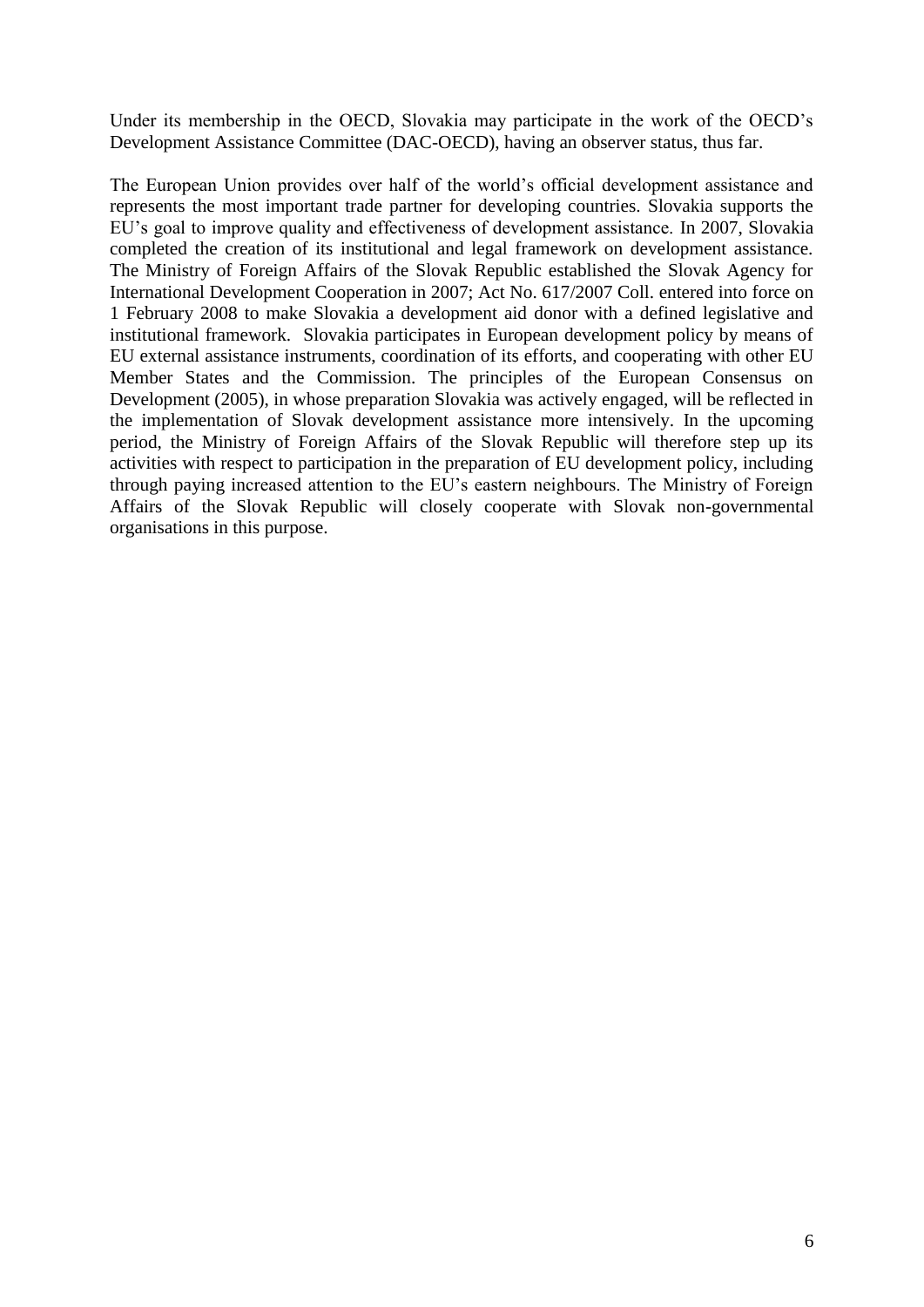Under its membership in the OECD, Slovakia may participate in the work of the OECD's Development Assistance Committee (DAC-OECD), having an observer status, thus far.

The European Union provides over half of the world's official development assistance and represents the most important trade partner for developing countries. Slovakia supports the EU's goal to improve quality and effectiveness of development assistance. In 2007, Slovakia completed the creation of its institutional and legal framework on development assistance. The Ministry of Foreign Affairs of the Slovak Republic established the Slovak Agency for International Development Cooperation in 2007; Act No. 617/2007 Coll. entered into force on 1 February 2008 to make Slovakia a development aid donor with a defined legislative and institutional framework. Slovakia participates in European development policy by means of EU external assistance instruments, coordination of its efforts, and cooperating with other EU Member States and the Commission. The principles of the European Consensus on Development (2005), in whose preparation Slovakia was actively engaged, will be reflected in the implementation of Slovak development assistance more intensively. In the upcoming period, the Ministry of Foreign Affairs of the Slovak Republic will therefore step up its activities with respect to participation in the preparation of EU development policy, including through paying increased attention to the EU's eastern neighbours. The Ministry of Foreign Affairs of the Slovak Republic will closely cooperate with Slovak non-governmental organisations in this purpose.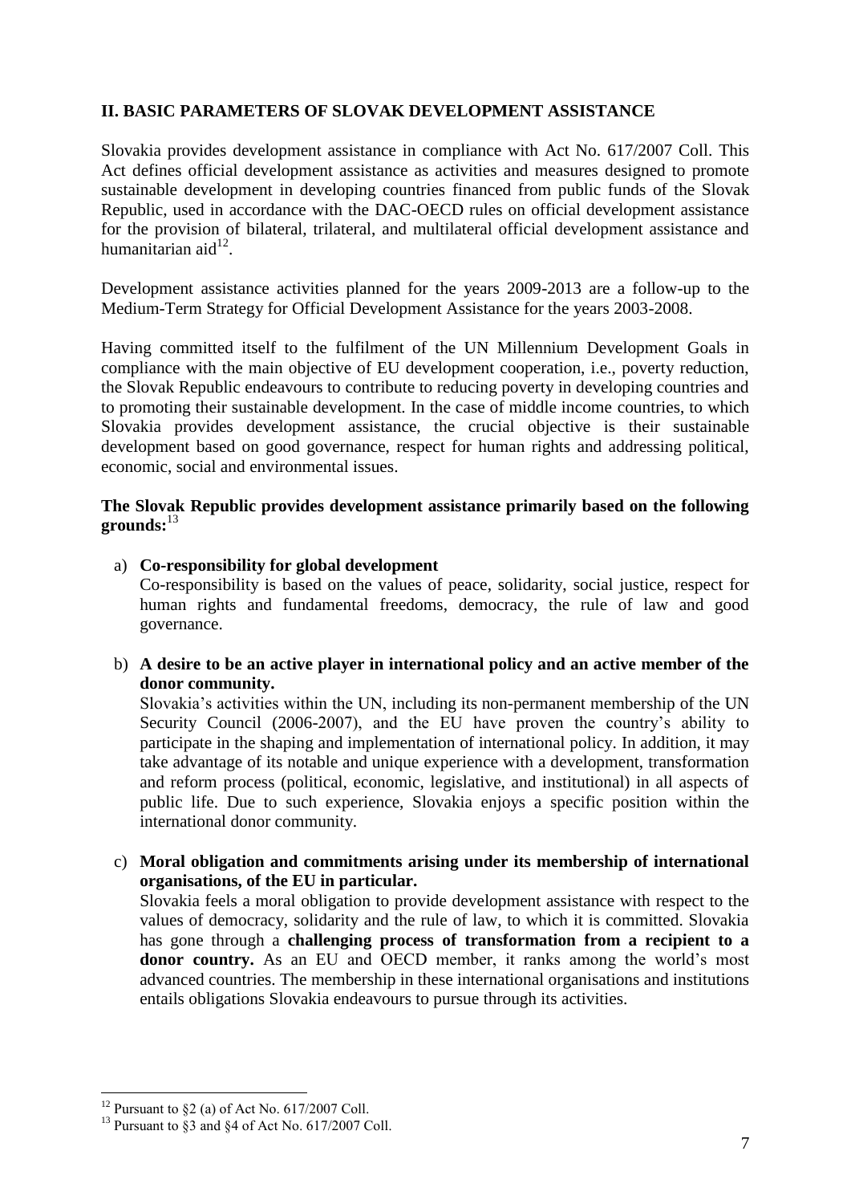## II. BASIC PARAMETERS OF SLOVAK DEVELOPMENT ASSISTANCE

Slovakia provides development assistance in compliance with Act No. 617/2007 Coll. This Act defines official development assistance as activities and measures designed to promote sustainable development in developing countries financed from public funds of the Slovak Republic, used in accordance with the DAC-OECD rules on official development assistance for the provision of bilateral, trilateral, and multilateral official development assistance and humanitarian aid[12].

Development assistance activities planned for the years 2009-2013 are a follow-up to the Medium-Term Strategy for Official Development Assistance for the years 2003-2008.

Having committed itself to the fulfilment of the UN Millennium Development Goals in compliance with the main objective of EU development cooperation, i.e., poverty reduction, the Slovak Republic endeavours to contribute to reducing poverty in developing countries and to promoting their sustainable development. In the case of middle income countries, to which Slovakia provides development assistance, the crucial objective is their sustainable development based on good governance, respect for human rights and addressing political, economic, social and environmental issues.

**The Slovak Republic provides development assistance primarily based on the following grounds:**[13]

a) **Co-responsibility for global development**
Co-responsibility is based on the values of peace, solidarity, social justice, respect for human rights and fundamental freedoms, democracy, the rule of law and good governance.

b) **A desire to be an active player in international policy and an active member of the donor community.**
Slovakia's activities within the UN, including its non-permanent membership of the UN Security Council (2006-2007), and the EU have proven the country's ability to participate in the shaping and implementation of international policy. In addition, it may take advantage of its notable and unique experience with a development, transformation and reform process (political, economic, legislative, and institutional) in all aspects of public life. Due to such experience, Slovakia enjoys a specific position within the international donor community.

c) **Moral obligation and commitments arising under its membership of international organisations, of the EU in particular.**
Slovakia feels a moral obligation to provide development assistance with respect to the values of democracy, solidarity and the rule of law, to which it is committed. Slovakia has gone through a **challenging process of transformation from a recipient to a donor country.** As an EU and OECD member, it ranks among the world's most advanced countries. The membership in these international organisations and institutions entails obligations Slovakia endeavours to pursue through its activities.

---

[12] Pursuant to §2 (a) of Act No. 617/2007 Coll.

[13] Pursuant to §3 and §4 of Act No. 617/2007 Coll.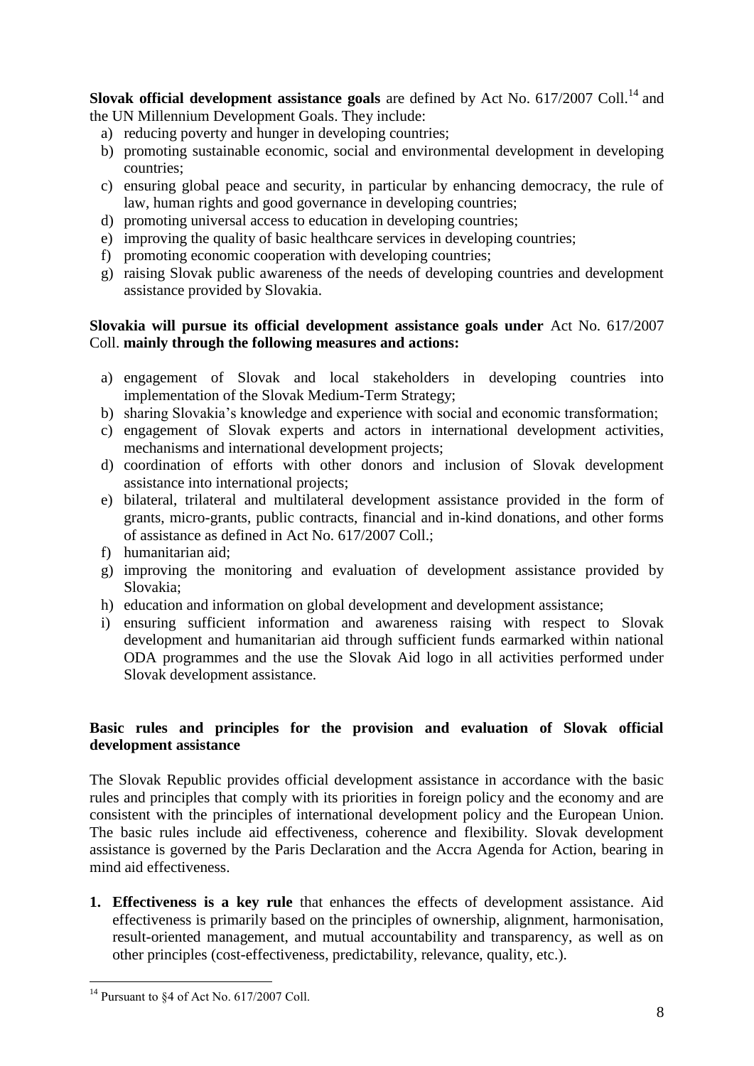**Slovak official development assistance goals** are defined by Act No. 617/2007 Coll.[14] and the UN Millennium Development Goals. They include:

a) reducing poverty and hunger in developing countries;
b) promoting sustainable economic, social and environmental development in developing countries;
c) ensuring global peace and security, in particular by enhancing democracy, the rule of law, human rights and good governance in developing countries;
d) promoting universal access to education in developing countries;
e) improving the quality of basic healthcare services in developing countries;
f) promoting economic cooperation with developing countries;
g) raising Slovak public awareness of the needs of developing countries and development assistance provided by Slovakia.

**Slovakia will pursue its official development assistance goals under** Act No. 617/2007 Coll. **mainly through the following measures and actions:**

a) engagement of Slovak and local stakeholders in developing countries into implementation of the Slovak Medium-Term Strategy;
b) sharing Slovakia's knowledge and experience with social and economic transformation;
c) engagement of Slovak experts and actors in international development activities, mechanisms and international development projects;
d) coordination of efforts with other donors and inclusion of Slovak development assistance into international projects;
e) bilateral, trilateral and multilateral development assistance provided in the form of grants, micro-grants, public contracts, financial and in-kind donations, and other forms of assistance as defined in Act No. 617/2007 Coll.;
f) humanitarian aid;
g) improving the monitoring and evaluation of development assistance provided by Slovakia;
h) education and information on global development and development assistance;
i) ensuring sufficient information and awareness raising with respect to Slovak development and humanitarian aid through sufficient funds earmarked within national ODA programmes and the use the Slovak Aid logo in all activities performed under Slovak development assistance.

**Basic rules and principles for the provision and evaluation of Slovak official development assistance**

The Slovak Republic provides official development assistance in accordance with the basic rules and principles that comply with its priorities in foreign policy and the economy and are consistent with the principles of international development policy and the European Union. The basic rules include aid effectiveness, coherence and flexibility. Slovak development assistance is governed by the Paris Declaration and the Accra Agenda for Action, bearing in mind aid effectiveness.

1. **Effectiveness is a key rule** that enhances the effects of development assistance. Aid effectiveness is primarily based on the principles of ownership, alignment, harmonisation, result-oriented management, and mutual accountability and transparency, as well as on other principles (cost-effectiveness, predictability, relevance, quality, etc.).

[14] Pursuant to §4 of Act No. 617/2007 Coll.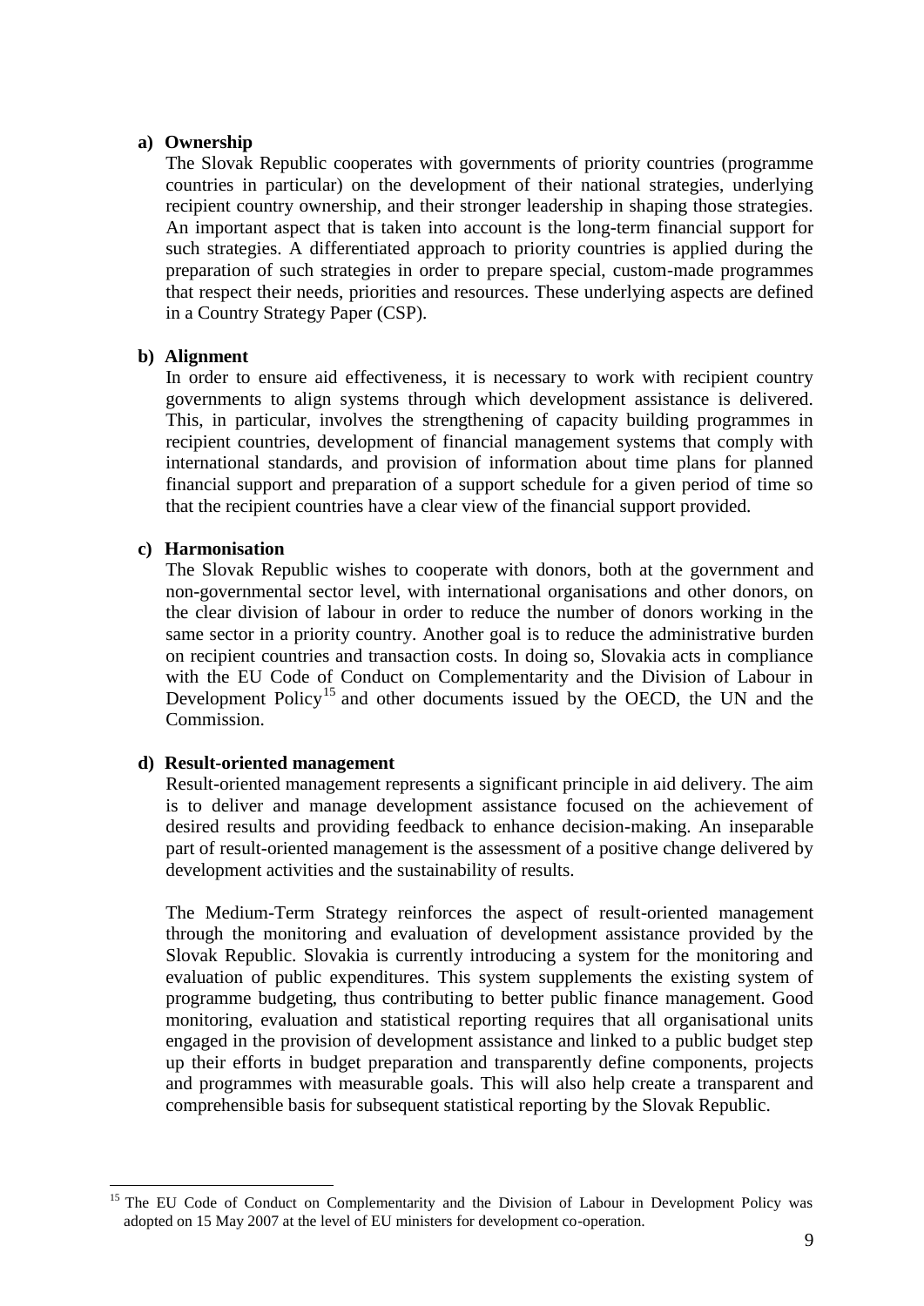**a) Ownership**

The Slovak Republic cooperates with governments of priority countries (programme countries in particular) on the development of their national strategies, underlying recipient country ownership, and their stronger leadership in shaping those strategies. An important aspect that is taken into account is the long-term financial support for such strategies. A differentiated approach to priority countries is applied during the preparation of such strategies in order to prepare special, custom-made programmes that respect their needs, priorities and resources. These underlying aspects are defined in a Country Strategy Paper (CSP).

**b) Alignment**

In order to ensure aid effectiveness, it is necessary to work with recipient country governments to align systems through which development assistance is delivered. This, in particular, involves the strengthening of capacity building programmes in recipient countries, development of financial management systems that comply with international standards, and provision of information about time plans for planned financial support and preparation of a support schedule for a given period of time so that the recipient countries have a clear view of the financial support provided.

**c) Harmonisation**

The Slovak Republic wishes to cooperate with donors, both at the government and non-governmental sector level, with international organisations and other donors, on the clear division of labour in order to reduce the number of donors working in the same sector in a priority country. Another goal is to reduce the administrative burden on recipient countries and transaction costs. In doing so, Slovakia acts in compliance with the EU Code of Conduct on Complementarity and the Division of Labour in Development Policy[15] and other documents issued by the OECD, the UN and the Commission.

**d) Result-oriented management**

Result-oriented management represents a significant principle in aid delivery. The aim is to deliver and manage development assistance focused on the achievement of desired results and providing feedback to enhance decision-making. An inseparable part of result-oriented management is the assessment of a positive change delivered by development activities and the sustainability of results.

The Medium-Term Strategy reinforces the aspect of result-oriented management through the monitoring and evaluation of development assistance provided by the Slovak Republic. Slovakia is currently introducing a system for the monitoring and evaluation of public expenditures. This system supplements the existing system of programme budgeting, thus contributing to better public finance management. Good monitoring, evaluation and statistical reporting requires that all organisational units engaged in the provision of development assistance and linked to a public budget step up their efforts in budget preparation and transparently define components, projects and programmes with measurable goals. This will also help create a transparent and comprehensible basis for subsequent statistical reporting by the Slovak Republic.

---

[15] The EU Code of Conduct on Complementarity and the Division of Labour in Development Policy was adopted on 15 May 2007 at the level of EU ministers for development co-operation.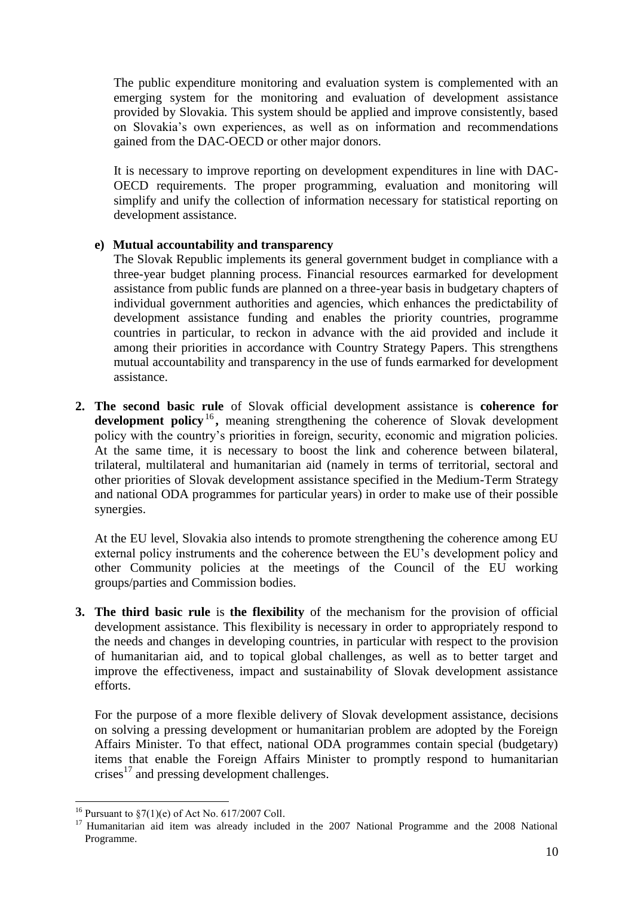The public expenditure monitoring and evaluation system is complemented with an emerging system for the monitoring and evaluation of development assistance provided by Slovakia. This system should be applied and improve consistently, based on Slovakia's own experiences, as well as on information and recommendations gained from the DAC-OECD or other major donors.

It is necessary to improve reporting on development expenditures in line with DAC-OECD requirements. The proper programming, evaluation and monitoring will simplify and unify the collection of information necessary for statistical reporting on development assistance.

**e) Mutual accountability and transparency**

The Slovak Republic implements its general government budget in compliance with a three-year budget planning process. Financial resources earmarked for development assistance from public funds are planned on a three-year basis in budgetary chapters of individual government authorities and agencies, which enhances the predictability of development assistance funding and enables the priority countries, programme countries in particular, to reckon in advance with the aid provided and include it among their priorities in accordance with Country Strategy Papers. This strengthens mutual accountability and transparency in the use of funds earmarked for development assistance.

2. **The second basic rule** of Slovak official development assistance is **coherence for development policy**[16]**,** meaning strengthening the coherence of Slovak development policy with the country's priorities in foreign, security, economic and migration policies. At the same time, it is necessary to boost the link and coherence between bilateral, trilateral, multilateral and humanitarian aid (namely in terms of territorial, sectoral and other priorities of Slovak development assistance specified in the Medium-Term Strategy and national ODA programmes for particular years) in order to make use of their possible synergies.

   At the EU level, Slovakia also intends to promote strengthening the coherence among EU external policy instruments and the coherence between the EU's development policy and other Community policies at the meetings of the Council of the EU working groups/parties and Commission bodies.

3. **The third basic rule** is **the flexibility** of the mechanism for the provision of official development assistance. This flexibility is necessary in order to appropriately respond to the needs and changes in developing countries, in particular with respect to the provision of humanitarian aid, and to topical global challenges, as well as to better target and improve the effectiveness, impact and sustainability of Slovak development assistance efforts.

   For the purpose of a more flexible delivery of Slovak development assistance, decisions on solving a pressing development or humanitarian problem are adopted by the Foreign Affairs Minister. To that effect, national ODA programmes contain special (budgetary) items that enable the Foreign Affairs Minister to promptly respond to humanitarian crises[17] and pressing development challenges.

---

[16] Pursuant to §7(1)(e) of Act No. 617/2007 Coll.

[17] Humanitarian aid item was already included in the 2007 National Programme and the 2008 National Programme.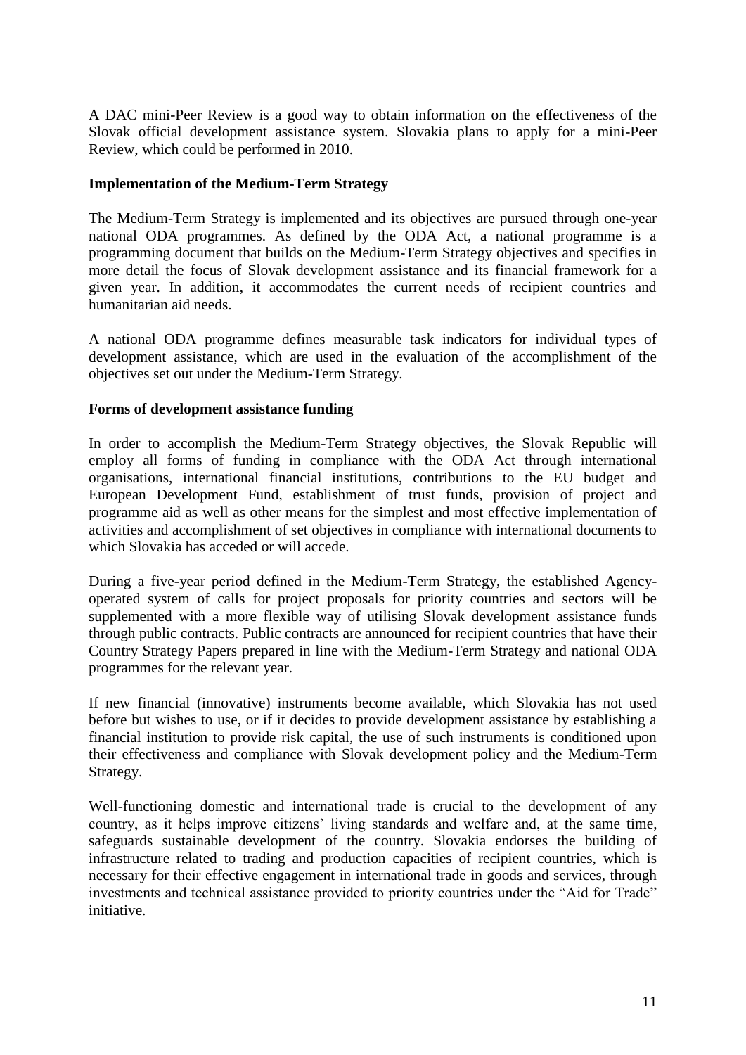A DAC mini-Peer Review is a good way to obtain information on the effectiveness of the Slovak official development assistance system. Slovakia plans to apply for a mini-Peer Review, which could be performed in 2010.

**Implementation of the Medium-Term Strategy**

The Medium-Term Strategy is implemented and its objectives are pursued through one-year national ODA programmes. As defined by the ODA Act, a national programme is a programming document that builds on the Medium-Term Strategy objectives and specifies in more detail the focus of Slovak development assistance and its financial framework for a given year. In addition, it accommodates the current needs of recipient countries and humanitarian aid needs.

A national ODA programme defines measurable task indicators for individual types of development assistance, which are used in the evaluation of the accomplishment of the objectives set out under the Medium-Term Strategy.

**Forms of development assistance funding**

In order to accomplish the Medium-Term Strategy objectives, the Slovak Republic will employ all forms of funding in compliance with the ODA Act through international organisations, international financial institutions, contributions to the EU budget and European Development Fund, establishment of trust funds, provision of project and programme aid as well as other means for the simplest and most effective implementation of activities and accomplishment of set objectives in compliance with international documents to which Slovakia has acceded or will accede.

During a five-year period defined in the Medium-Term Strategy, the established Agency-operated system of calls for project proposals for priority countries and sectors will be supplemented with a more flexible way of utilising Slovak development assistance funds through public contracts. Public contracts are announced for recipient countries that have their Country Strategy Papers prepared in line with the Medium-Term Strategy and national ODA programmes for the relevant year.

If new financial (innovative) instruments become available, which Slovakia has not used before but wishes to use, or if it decides to provide development assistance by establishing a financial institution to provide risk capital, the use of such instruments is conditioned upon their effectiveness and compliance with Slovak development policy and the Medium-Term Strategy.

Well-functioning domestic and international trade is crucial to the development of any country, as it helps improve citizens' living standards and welfare and, at the same time, safeguards sustainable development of the country. Slovakia endorses the building of infrastructure related to trading and production capacities of recipient countries, which is necessary for their effective engagement in international trade in goods and services, through investments and technical assistance provided to priority countries under the "Aid for Trade" initiative.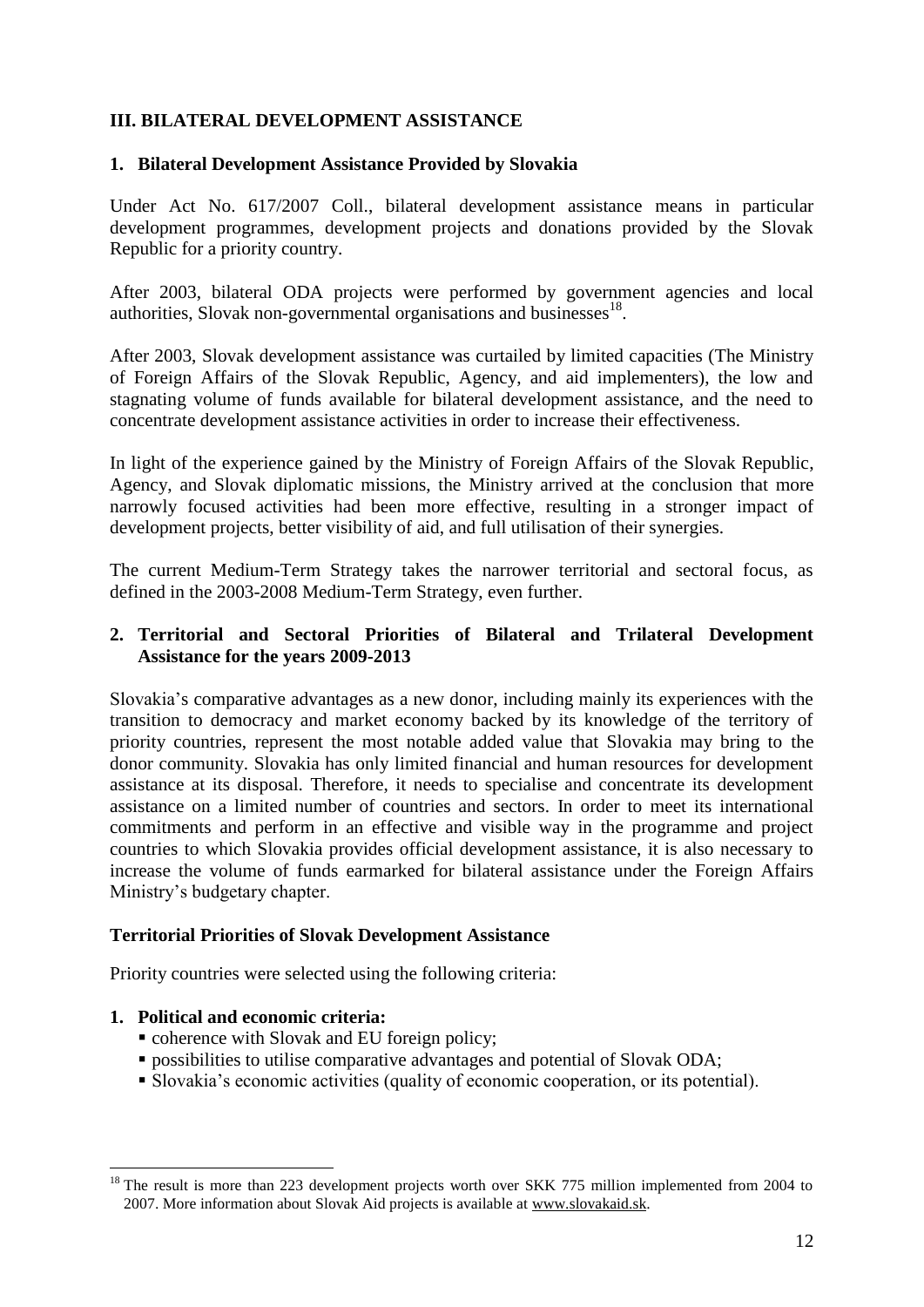## III. BILATERAL DEVELOPMENT ASSISTANCE

### 1. Bilateral Development Assistance Provided by Slovakia

Under Act No. 617/2007 Coll., bilateral development assistance means in particular development programmes, development projects and donations provided by the Slovak Republic for a priority country.

After 2003, bilateral ODA projects were performed by government agencies and local authorities, Slovak non-governmental organisations and businesses[18].

After 2003, Slovak development assistance was curtailed by limited capacities (The Ministry of Foreign Affairs of the Slovak Republic, Agency, and aid implementers), the low and stagnating volume of funds available for bilateral development assistance, and the need to concentrate development assistance activities in order to increase their effectiveness.

In light of the experience gained by the Ministry of Foreign Affairs of the Slovak Republic, Agency, and Slovak diplomatic missions, the Ministry arrived at the conclusion that more narrowly focused activities had been more effective, resulting in a stronger impact of development projects, better visibility of aid, and full utilisation of their synergies.

The current Medium-Term Strategy takes the narrower territorial and sectoral focus, as defined in the 2003-2008 Medium-Term Strategy, even further.

### 2. Territorial and Sectoral Priorities of Bilateral and Trilateral Development Assistance for the years 2009-2013

Slovakia's comparative advantages as a new donor, including mainly its experiences with the transition to democracy and market economy backed by its knowledge of the territory of priority countries, represent the most notable added value that Slovakia may bring to the donor community. Slovakia has only limited financial and human resources for development assistance at its disposal. Therefore, it needs to specialise and concentrate its development assistance on a limited number of countries and sectors. In order to meet its international commitments and perform in an effective and visible way in the programme and project countries to which Slovakia provides official development assistance, it is also necessary to increase the volume of funds earmarked for bilateral assistance under the Foreign Affairs Ministry's budgetary chapter.

#### Territorial Priorities of Slovak Development Assistance

Priority countries were selected using the following criteria:

**1. Political and economic criteria:**

- coherence with Slovak and EU foreign policy;
- possibilities to utilise comparative advantages and potential of Slovak ODA;
- Slovakia's economic activities (quality of economic cooperation, or its potential).

---

[18] The result is more than 223 development projects worth over SKK 775 million implemented from 2004 to 2007. More information about Slovak Aid projects is available at www.slovakaid.sk.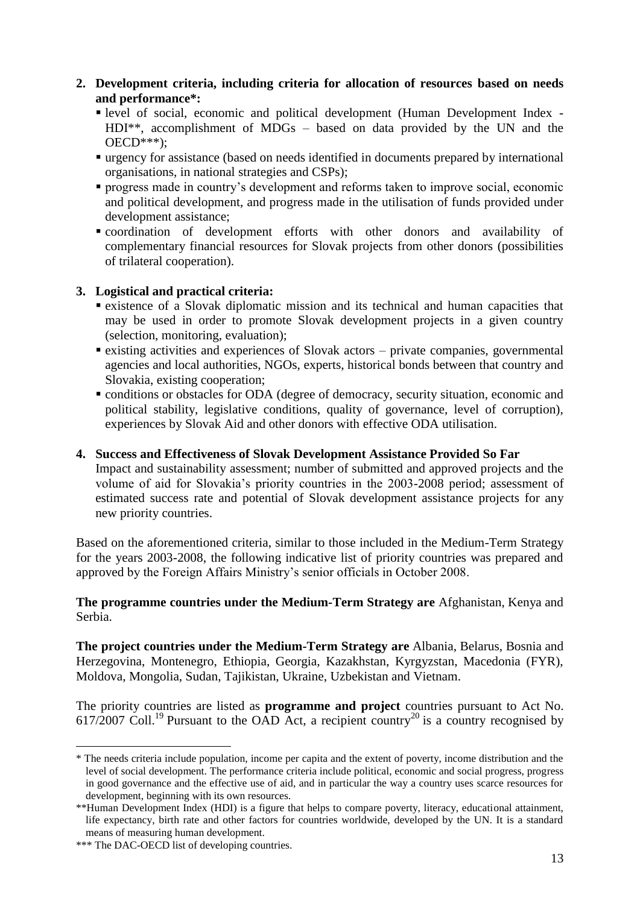2. **Development criteria, including criteria for allocation of resources based on needs and performance*:**
   - level of social, economic and political development (Human Development Index - HDI**, accomplishment of MDGs – based on data provided by the UN and the OECD***);
   - urgency for assistance (based on needs identified in documents prepared by international organisations, in national strategies and CSPs);
   - progress made in country's development and reforms taken to improve social, economic and political development, and progress made in the utilisation of funds provided under development assistance;
   - coordination of development efforts with other donors and availability of complementary financial resources for Slovak projects from other donors (possibilities of trilateral cooperation).

3. **Logistical and practical criteria:**
   - existence of a Slovak diplomatic mission and its technical and human capacities that may be used in order to promote Slovak development projects in a given country (selection, monitoring, evaluation);
   - existing activities and experiences of Slovak actors – private companies, governmental agencies and local authorities, NGOs, experts, historical bonds between that country and Slovakia, existing cooperation;
   - conditions or obstacles for ODA (degree of democracy, security situation, economic and political stability, legislative conditions, quality of governance, level of corruption), experiences by Slovak Aid and other donors with effective ODA utilisation.

4. **Success and Effectiveness of Slovak Development Assistance Provided So Far**

   Impact and sustainability assessment; number of submitted and approved projects and the volume of aid for Slovakia's priority countries in the 2003-2008 period; assessment of estimated success rate and potential of Slovak development assistance projects for any new priority countries.

Based on the aforementioned criteria, similar to those included in the Medium-Term Strategy for the years 2003-2008, the following indicative list of priority countries was prepared and approved by the Foreign Affairs Ministry's senior officials in October 2008.

**The programme countries under the Medium-Term Strategy are** Afghanistan, Kenya and Serbia.

**The project countries under the Medium-Term Strategy are** Albania, Belarus, Bosnia and Herzegovina, Montenegro, Ethiopia, Georgia, Kazakhstan, Kyrgyzstan, Macedonia (FYR), Moldova, Mongolia, Sudan, Tajikistan, Ukraine, Uzbekistan and Vietnam.

The priority countries are listed as **programme and project** countries pursuant to Act No. 617/2007 Coll.[19] Pursuant to the OAD Act, a recipient country[20] is a country recognised by

---

* The needs criteria include population, income per capita and the extent of poverty, income distribution and the level of social development. The performance criteria include political, economic and social progress, progress in good governance and the effective use of aid, and in particular the way a country uses scarce resources for development, beginning with its own resources.

**Human Development Index (HDI) is a figure that helps to compare poverty, literacy, educational attainment, life expectancy, birth rate and other factors for countries worldwide, developed by the UN. It is a standard means of measuring human development.

*** The DAC-OECD list of developing countries.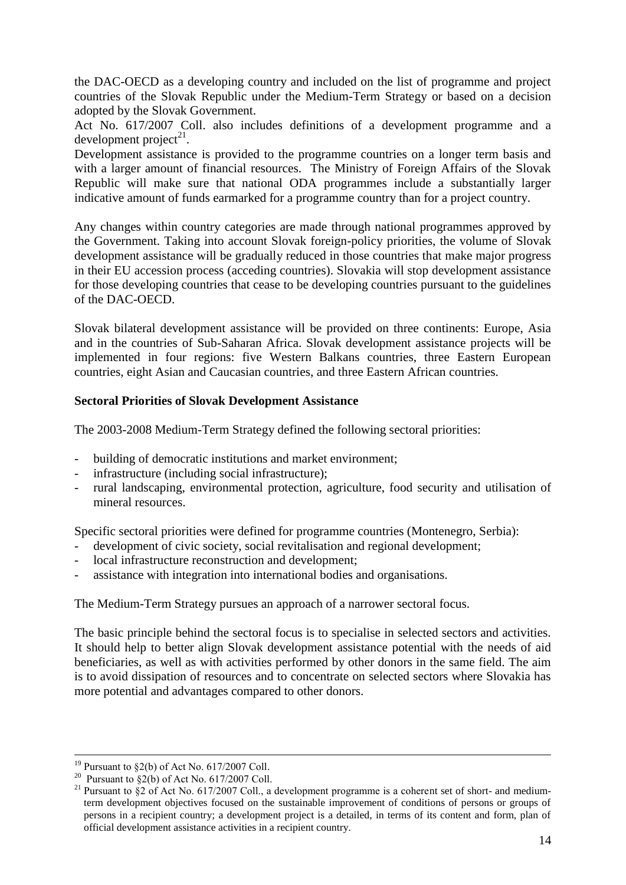the DAC-OECD as a developing country and included on the list of programme and project countries of the Slovak Republic under the Medium-Term Strategy or based on a decision adopted by the Slovak Government.

Act No. 617/2007 Coll. also includes definitions of a development programme and a development project[21].

Development assistance is provided to the programme countries on a longer term basis and with a larger amount of financial resources. The Ministry of Foreign Affairs of the Slovak Republic will make sure that national ODA programmes include a substantially larger indicative amount of funds earmarked for a programme country than for a project country.

Any changes within country categories are made through national programmes approved by the Government. Taking into account Slovak foreign-policy priorities, the volume of Slovak development assistance will be gradually reduced in those countries that make major progress in their EU accession process (acceding countries). Slovakia will stop development assistance for those developing countries that cease to be developing countries pursuant to the guidelines of the DAC-OECD.

Slovak bilateral development assistance will be provided on three continents: Europe, Asia and in the countries of Sub-Saharan Africa. Slovak development assistance projects will be implemented in four regions: five Western Balkans countries, three Eastern European countries, eight Asian and Caucasian countries, and three Eastern African countries.

**Sectoral Priorities of Slovak Development Assistance**

The 2003-2008 Medium-Term Strategy defined the following sectoral priorities:

- building of democratic institutions and market environment;
- infrastructure (including social infrastructure);
- rural landscaping, environmental protection, agriculture, food security and utilisation of mineral resources.

Specific sectoral priorities were defined for programme countries (Montenegro, Serbia):

- development of civic society, social revitalisation and regional development;
- local infrastructure reconstruction and development;
- assistance with integration into international bodies and organisations.

The Medium-Term Strategy pursues an approach of a narrower sectoral focus.

The basic principle behind the sectoral focus is to specialise in selected sectors and activities. It should help to better align Slovak development assistance potential with the needs of aid beneficiaries, as well as with activities performed by other donors in the same field. The aim is to avoid dissipation of resources and to concentrate on selected sectors where Slovakia has more potential and advantages compared to other donors.

---

[19] Pursuant to §2(b) of Act No. 617/2007 Coll.

[20] Pursuant to §2(b) of Act No. 617/2007 Coll.

[21] Pursuant to §2 of Act No. 617/2007 Coll., a development programme is a coherent set of short- and medium-term development objectives focused on the sustainable improvement of conditions of persons or groups of persons in a recipient country; a development project is a detailed, in terms of its content and form, plan of official development assistance activities in a recipient country.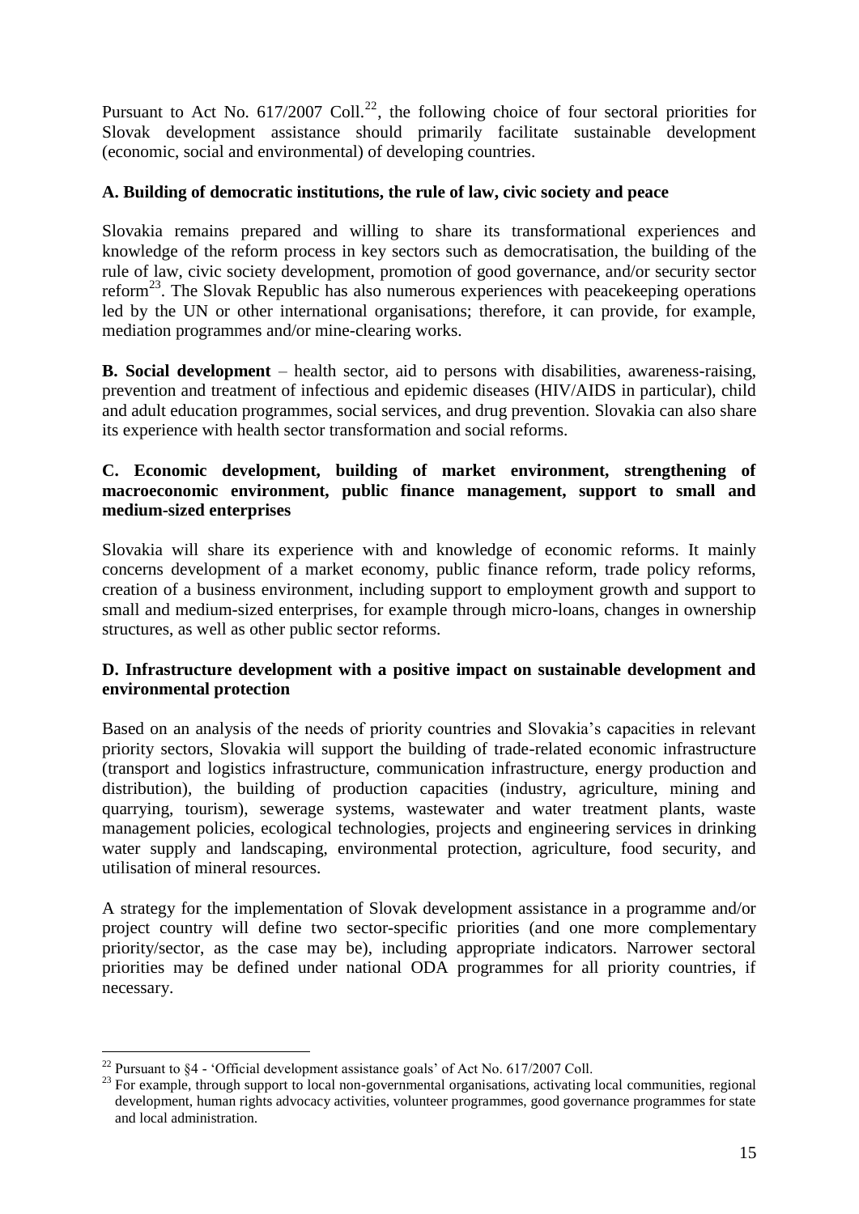Pursuant to Act No. 617/2007 Coll.[22], the following choice of four sectoral priorities for Slovak development assistance should primarily facilitate sustainable development (economic, social and environmental) of developing countries.

**A. Building of democratic institutions, the rule of law, civic society and peace**

Slovakia remains prepared and willing to share its transformational experiences and knowledge of the reform process in key sectors such as democratisation, the building of the rule of law, civic society development, promotion of good governance, and/or security sector reform[23]. The Slovak Republic has also numerous experiences with peacekeeping operations led by the UN or other international organisations; therefore, it can provide, for example, mediation programmes and/or mine-clearing works.

**B. Social development** – health sector, aid to persons with disabilities, awareness-raising, prevention and treatment of infectious and epidemic diseases (HIV/AIDS in particular), child and adult education programmes, social services, and drug prevention. Slovakia can also share its experience with health sector transformation and social reforms.

**C. Economic development, building of market environment, strengthening of macroeconomic environment, public finance management, support to small and medium-sized enterprises**

Slovakia will share its experience with and knowledge of economic reforms. It mainly concerns development of a market economy, public finance reform, trade policy reforms, creation of a business environment, including support to employment growth and support to small and medium-sized enterprises, for example through micro-loans, changes in ownership structures, as well as other public sector reforms.

**D. Infrastructure development with a positive impact on sustainable development and environmental protection**

Based on an analysis of the needs of priority countries and Slovakia's capacities in relevant priority sectors, Slovakia will support the building of trade-related economic infrastructure (transport and logistics infrastructure, communication infrastructure, energy production and distribution), the building of production capacities (industry, agriculture, mining and quarrying, tourism), sewerage systems, wastewater and water treatment plants, waste management policies, ecological technologies, projects and engineering services in drinking water supply and landscaping, environmental protection, agriculture, food security, and utilisation of mineral resources.

A strategy for the implementation of Slovak development assistance in a programme and/or project country will define two sector-specific priorities (and one more complementary priority/sector, as the case may be), including appropriate indicators. Narrower sectoral priorities may be defined under national ODA programmes for all priority countries, if necessary.

---

[22] Pursuant to §4 - 'Official development assistance goals' of Act No. 617/2007 Coll.

[23] For example, through support to local non-governmental organisations, activating local communities, regional development, human rights advocacy activities, volunteer programmes, good governance programmes for state and local administration.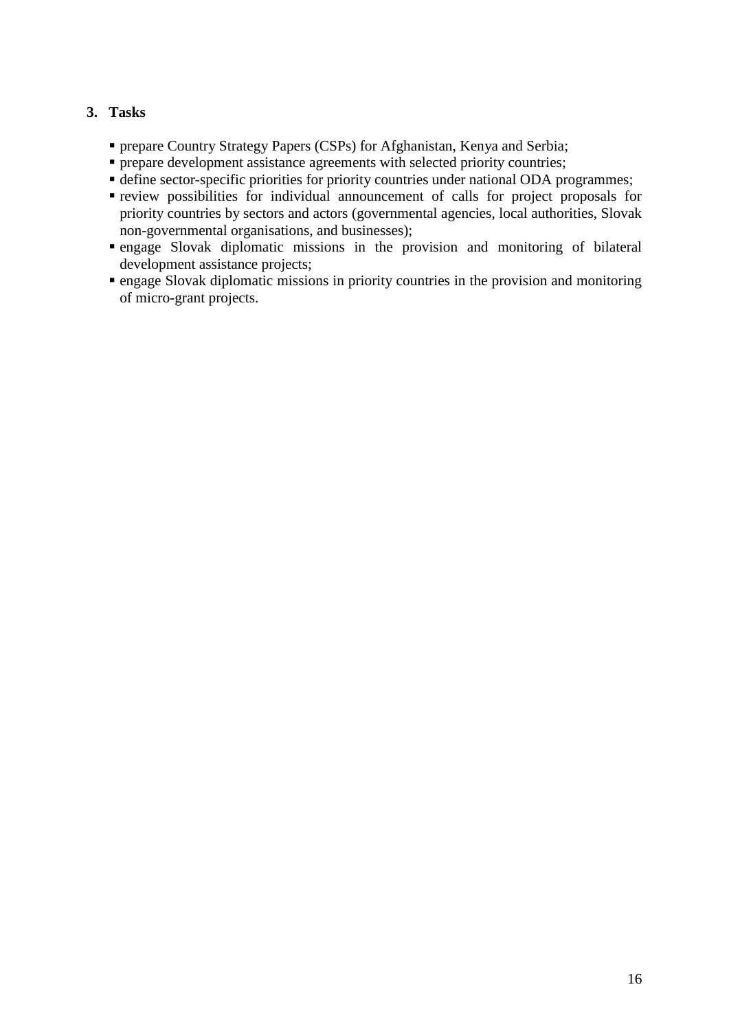## 3. Tasks

- prepare Country Strategy Papers (CSPs) for Afghanistan, Kenya and Serbia;
- prepare development assistance agreements with selected priority countries;
- define sector-specific priorities for priority countries under national ODA programmes;
- review possibilities for individual announcement of calls for project proposals for priority countries by sectors and actors (governmental agencies, local authorities, Slovak non-governmental organisations, and businesses);
- engage Slovak diplomatic missions in the provision and monitoring of bilateral development assistance projects;
- engage Slovak diplomatic missions in priority countries in the provision and monitoring of micro-grant projects.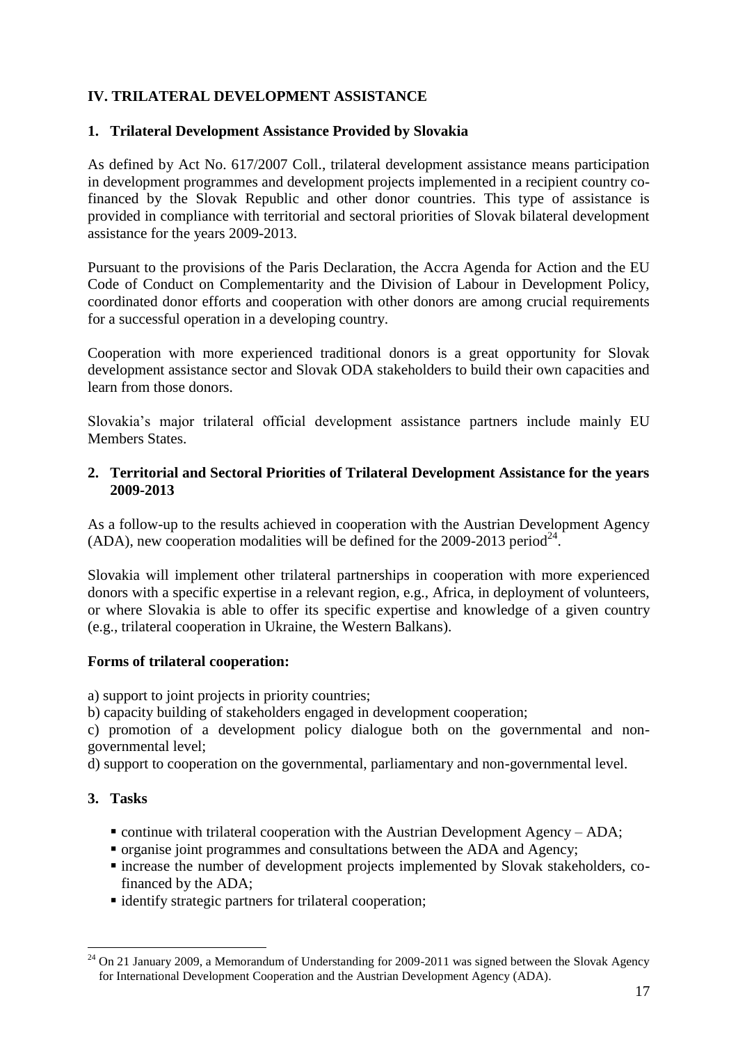# IV. TRILATERAL DEVELOPMENT ASSISTANCE

## 1. Trilateral Development Assistance Provided by Slovakia

As defined by Act No. 617/2007 Coll., trilateral development assistance means participation in development programmes and development projects implemented in a recipient country co-financed by the Slovak Republic and other donor countries. This type of assistance is provided in compliance with territorial and sectoral priorities of Slovak bilateral development assistance for the years 2009-2013.

Pursuant to the provisions of the Paris Declaration, the Accra Agenda for Action and the EU Code of Conduct on Complementarity and the Division of Labour in Development Policy, coordinated donor efforts and cooperation with other donors are among crucial requirements for a successful operation in a developing country.

Cooperation with more experienced traditional donors is a great opportunity for Slovak development assistance sector and Slovak ODA stakeholders to build their own capacities and learn from those donors.

Slovakia's major trilateral official development assistance partners include mainly EU Members States.

## 2. Territorial and Sectoral Priorities of Trilateral Development Assistance for the years 2009-2013

As a follow-up to the results achieved in cooperation with the Austrian Development Agency (ADA), new cooperation modalities will be defined for the 2009-2013 period[24].

Slovakia will implement other trilateral partnerships in cooperation with more experienced donors with a specific expertise in a relevant region, e.g., Africa, in deployment of volunteers, or where Slovakia is able to offer its specific expertise and knowledge of a given country (e.g., trilateral cooperation in Ukraine, the Western Balkans).

**Forms of trilateral cooperation:**

a) support to joint projects in priority countries;
b) capacity building of stakeholders engaged in development cooperation;
c) promotion of a development policy dialogue both on the governmental and non-governmental level;
d) support to cooperation on the governmental, parliamentary and non-governmental level.

## 3. Tasks

- continue with trilateral cooperation with the Austrian Development Agency – ADA;
- organise joint programmes and consultations between the ADA and Agency;
- increase the number of development projects implemented by Slovak stakeholders, co-financed by the ADA;
- identify strategic partners for trilateral cooperation;

[24] On 21 January 2009, a Memorandum of Understanding for 2009-2011 was signed between the Slovak Agency for International Development Cooperation and the Austrian Development Agency (ADA).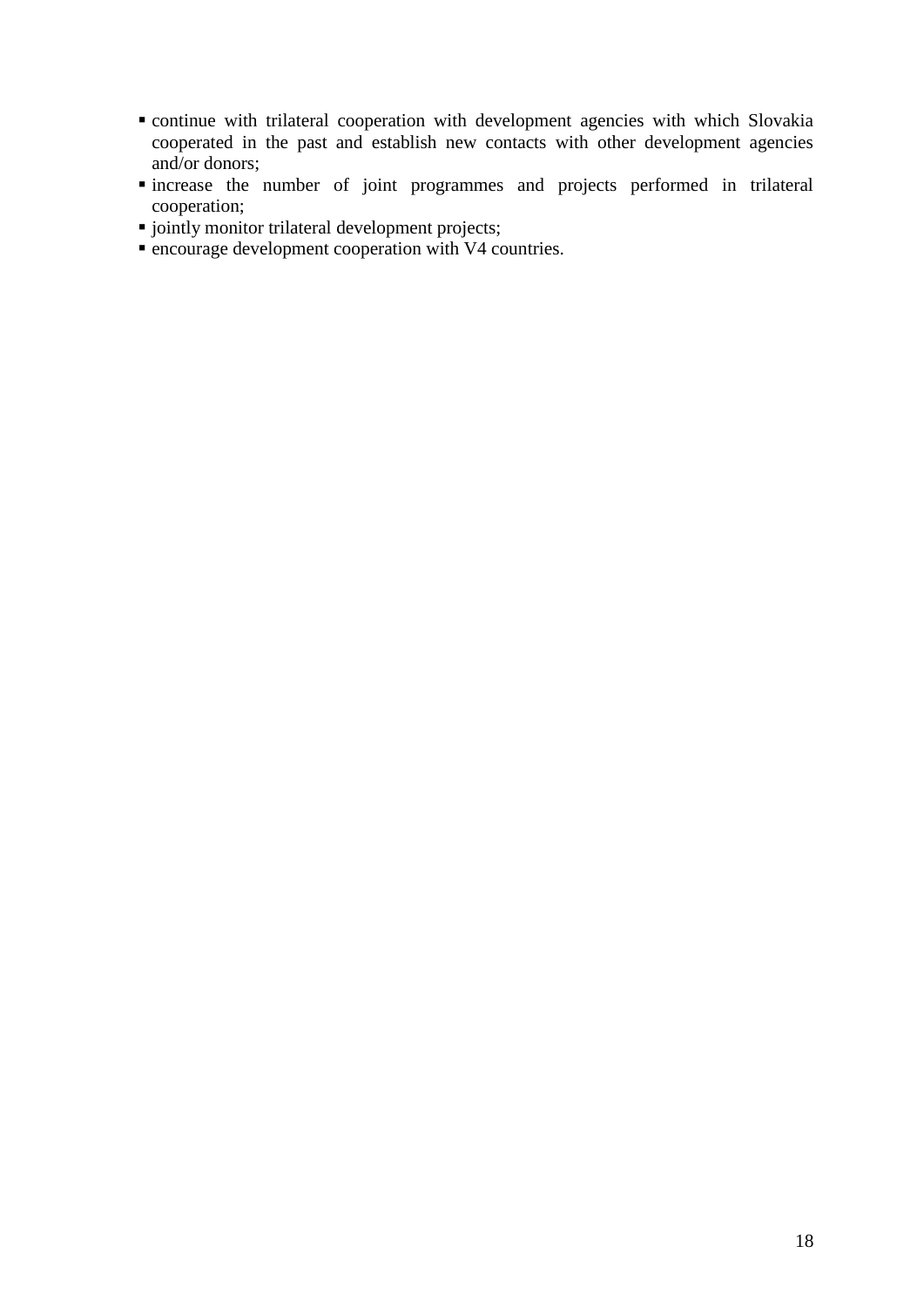- continue with trilateral cooperation with development agencies with which Slovakia cooperated in the past and establish new contacts with other development agencies and/or donors;
- increase the number of joint programmes and projects performed in trilateral cooperation;
- jointly monitor trilateral development projects;
- encourage development cooperation with V4 countries.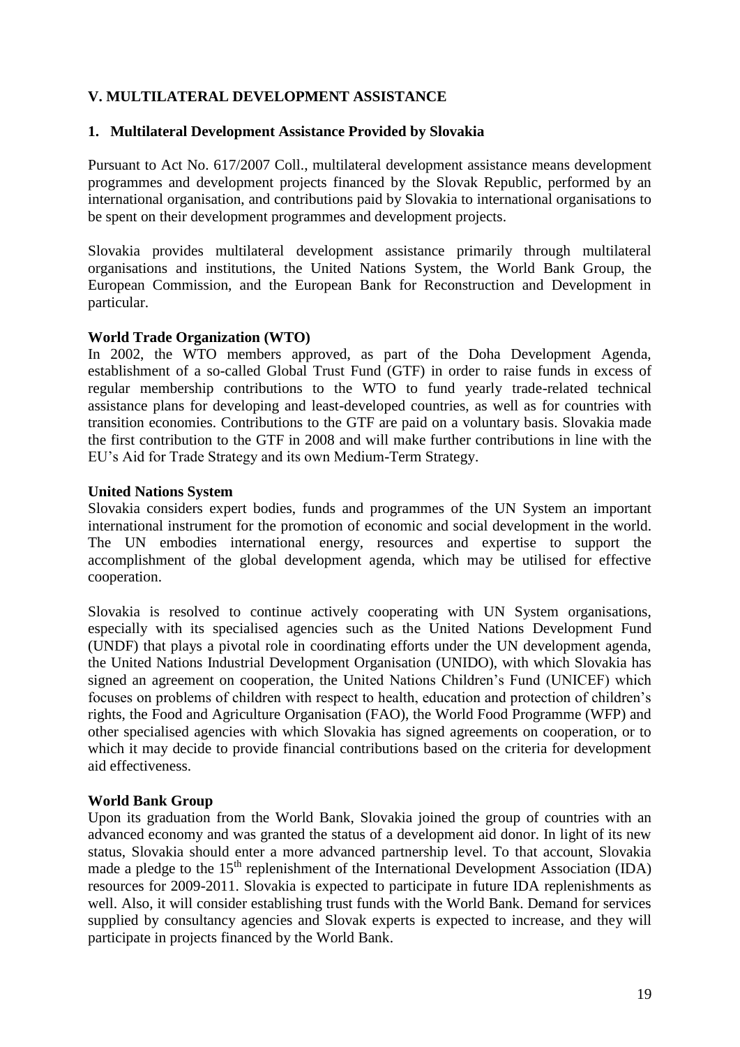## V. MULTILATERAL DEVELOPMENT ASSISTANCE

### 1. Multilateral Development Assistance Provided by Slovakia

Pursuant to Act No. 617/2007 Coll., multilateral development assistance means development programmes and development projects financed by the Slovak Republic, performed by an international organisation, and contributions paid by Slovakia to international organisations to be spent on their development programmes and development projects.

Slovakia provides multilateral development assistance primarily through multilateral organisations and institutions, the United Nations System, the World Bank Group, the European Commission, and the European Bank for Reconstruction and Development in particular.

**World Trade Organization (WTO)**
In 2002, the WTO members approved, as part of the Doha Development Agenda, establishment of a so-called Global Trust Fund (GTF) in order to raise funds in excess of regular membership contributions to the WTO to fund yearly trade-related technical assistance plans for developing and least-developed countries, as well as for countries with transition economies. Contributions to the GTF are paid on a voluntary basis. Slovakia made the first contribution to the GTF in 2008 and will make further contributions in line with the EU's Aid for Trade Strategy and its own Medium-Term Strategy.

**United Nations System**
Slovakia considers expert bodies, funds and programmes of the UN System an important international instrument for the promotion of economic and social development in the world. The UN embodies international energy, resources and expertise to support the accomplishment of the global development agenda, which may be utilised for effective cooperation.

Slovakia is resolved to continue actively cooperating with UN System organisations, especially with its specialised agencies such as the United Nations Development Fund (UNDF) that plays a pivotal role in coordinating efforts under the UN development agenda, the United Nations Industrial Development Organisation (UNIDO), with which Slovakia has signed an agreement on cooperation, the United Nations Children's Fund (UNICEF) which focuses on problems of children with respect to health, education and protection of children's rights, the Food and Agriculture Organisation (FAO), the World Food Programme (WFP) and other specialised agencies with which Slovakia has signed agreements on cooperation, or to which it may decide to provide financial contributions based on the criteria for development aid effectiveness.

**World Bank Group**
Upon its graduation from the World Bank, Slovakia joined the group of countries with an advanced economy and was granted the status of a development aid donor. In light of its new status, Slovakia should enter a more advanced partnership level. To that account, Slovakia made a pledge to the 15th replenishment of the International Development Association (IDA) resources for 2009-2011. Slovakia is expected to participate in future IDA replenishments as well. Also, it will consider establishing trust funds with the World Bank. Demand for services supplied by consultancy agencies and Slovak experts is expected to increase, and they will participate in projects financed by the World Bank.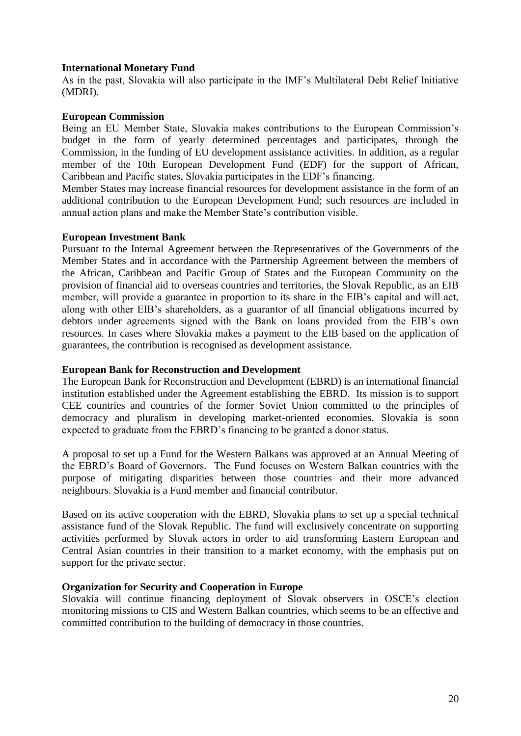**International Monetary Fund**

As in the past, Slovakia will also participate in the IMF's Multilateral Debt Relief Initiative (MDRI).

**European Commission**

Being an EU Member State, Slovakia makes contributions to the European Commission's budget in the form of yearly determined percentages and participates, through the Commission, in the funding of EU development assistance activities. In addition, as a regular member of the 10th European Development Fund (EDF) for the support of African, Caribbean and Pacific states, Slovakia participates in the EDF's financing.

Member States may increase financial resources for development assistance in the form of an additional contribution to the European Development Fund; such resources are included in annual action plans and make the Member State's contribution visible.

**European Investment Bank**

Pursuant to the Internal Agreement between the Representatives of the Governments of the Member States and in accordance with the Partnership Agreement between the members of the African, Caribbean and Pacific Group of States and the European Community on the provision of financial aid to overseas countries and territories, the Slovak Republic, as an EIB member, will provide a guarantee in proportion to its share in the EIB's capital and will act, along with other EIB's shareholders, as a guarantor of all financial obligations incurred by debtors under agreements signed with the Bank on loans provided from the EIB's own resources. In cases where Slovakia makes a payment to the EIB based on the application of guarantees, the contribution is recognised as development assistance.

**European Bank for Reconstruction and Development**

The European Bank for Reconstruction and Development (EBRD) is an international financial institution established under the Agreement establishing the EBRD. Its mission is to support CEE countries and countries of the former Soviet Union committed to the principles of democracy and pluralism in developing market-oriented economies. Slovakia is soon expected to graduate from the EBRD's financing to be granted a donor status.

A proposal to set up a Fund for the Western Balkans was approved at an Annual Meeting of the EBRD's Board of Governors. The Fund focuses on Western Balkan countries with the purpose of mitigating disparities between those countries and their more advanced neighbours. Slovakia is a Fund member and financial contributor.

Based on its active cooperation with the EBRD, Slovakia plans to set up a special technical assistance fund of the Slovak Republic. The fund will exclusively concentrate on supporting activities performed by Slovak actors in order to aid transforming Eastern European and Central Asian countries in their transition to a market economy, with the emphasis put on support for the private sector.

**Organization for Security and Cooperation in Europe**

Slovakia will continue financing deployment of Slovak observers in OSCE's election monitoring missions to CIS and Western Balkan countries, which seems to be an effective and committed contribution to the building of democracy in those countries.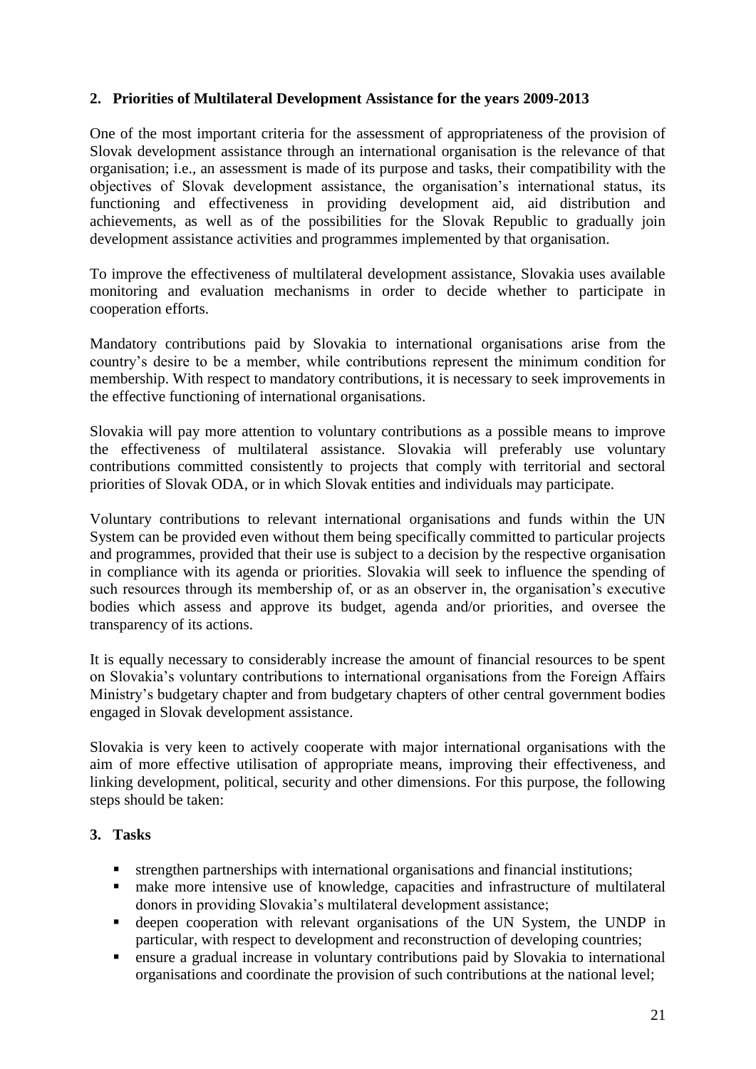## 2. Priorities of Multilateral Development Assistance for the years 2009-2013

One of the most important criteria for the assessment of appropriateness of the provision of Slovak development assistance through an international organisation is the relevance of that organisation; i.e., an assessment is made of its purpose and tasks, their compatibility with the objectives of Slovak development assistance, the organisation's international status, its functioning and effectiveness in providing development aid, aid distribution and achievements, as well as of the possibilities for the Slovak Republic to gradually join development assistance activities and programmes implemented by that organisation.

To improve the effectiveness of multilateral development assistance, Slovakia uses available monitoring and evaluation mechanisms in order to decide whether to participate in cooperation efforts.

Mandatory contributions paid by Slovakia to international organisations arise from the country's desire to be a member, while contributions represent the minimum condition for membership. With respect to mandatory contributions, it is necessary to seek improvements in the effective functioning of international organisations.

Slovakia will pay more attention to voluntary contributions as a possible means to improve the effectiveness of multilateral assistance. Slovakia will preferably use voluntary contributions committed consistently to projects that comply with territorial and sectoral priorities of Slovak ODA, or in which Slovak entities and individuals may participate.

Voluntary contributions to relevant international organisations and funds within the UN System can be provided even without them being specifically committed to particular projects and programmes, provided that their use is subject to a decision by the respective organisation in compliance with its agenda or priorities. Slovakia will seek to influence the spending of such resources through its membership of, or as an observer in, the organisation's executive bodies which assess and approve its budget, agenda and/or priorities, and oversee the transparency of its actions.

It is equally necessary to considerably increase the amount of financial resources to be spent on Slovakia's voluntary contributions to international organisations from the Foreign Affairs Ministry's budgetary chapter and from budgetary chapters of other central government bodies engaged in Slovak development assistance.

Slovakia is very keen to actively cooperate with major international organisations with the aim of more effective utilisation of appropriate means, improving their effectiveness, and linking development, political, security and other dimensions. For this purpose, the following steps should be taken:

## 3. Tasks

- strengthen partnerships with international organisations and financial institutions;
- make more intensive use of knowledge, capacities and infrastructure of multilateral donors in providing Slovakia's multilateral development assistance;
- deepen cooperation with relevant organisations of the UN System, the UNDP in particular, with respect to development and reconstruction of developing countries;
- ensure a gradual increase in voluntary contributions paid by Slovakia to international organisations and coordinate the provision of such contributions at the national level;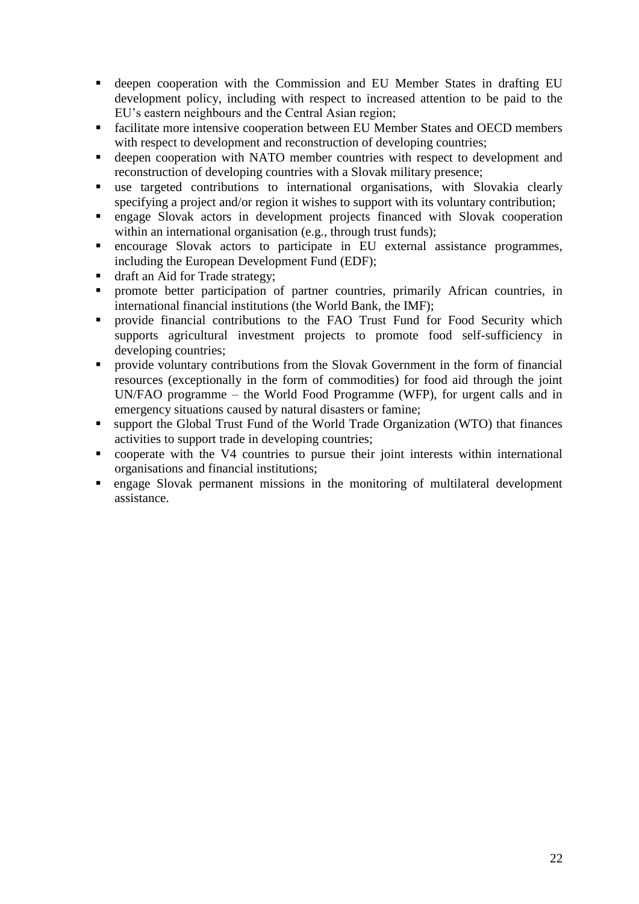- deepen cooperation with the Commission and EU Member States in drafting EU development policy, including with respect to increased attention to be paid to the EU's eastern neighbours and the Central Asian region;
- facilitate more intensive cooperation between EU Member States and OECD members with respect to development and reconstruction of developing countries;
- deepen cooperation with NATO member countries with respect to development and reconstruction of developing countries with a Slovak military presence;
- use targeted contributions to international organisations, with Slovakia clearly specifying a project and/or region it wishes to support with its voluntary contribution;
- engage Slovak actors in development projects financed with Slovak cooperation within an international organisation (e.g., through trust funds);
- encourage Slovak actors to participate in EU external assistance programmes, including the European Development Fund (EDF);
- draft an Aid for Trade strategy;
- promote better participation of partner countries, primarily African countries, in international financial institutions (the World Bank, the IMF);
- provide financial contributions to the FAO Trust Fund for Food Security which supports agricultural investment projects to promote food self-sufficiency in developing countries;
- provide voluntary contributions from the Slovak Government in the form of financial resources (exceptionally in the form of commodities) for food aid through the joint UN/FAO programme – the World Food Programme (WFP), for urgent calls and in emergency situations caused by natural disasters or famine;
- support the Global Trust Fund of the World Trade Organization (WTO) that finances activities to support trade in developing countries;
- cooperate with the V4 countries to pursue their joint interests within international organisations and financial institutions;
- engage Slovak permanent missions in the monitoring of multilateral development assistance.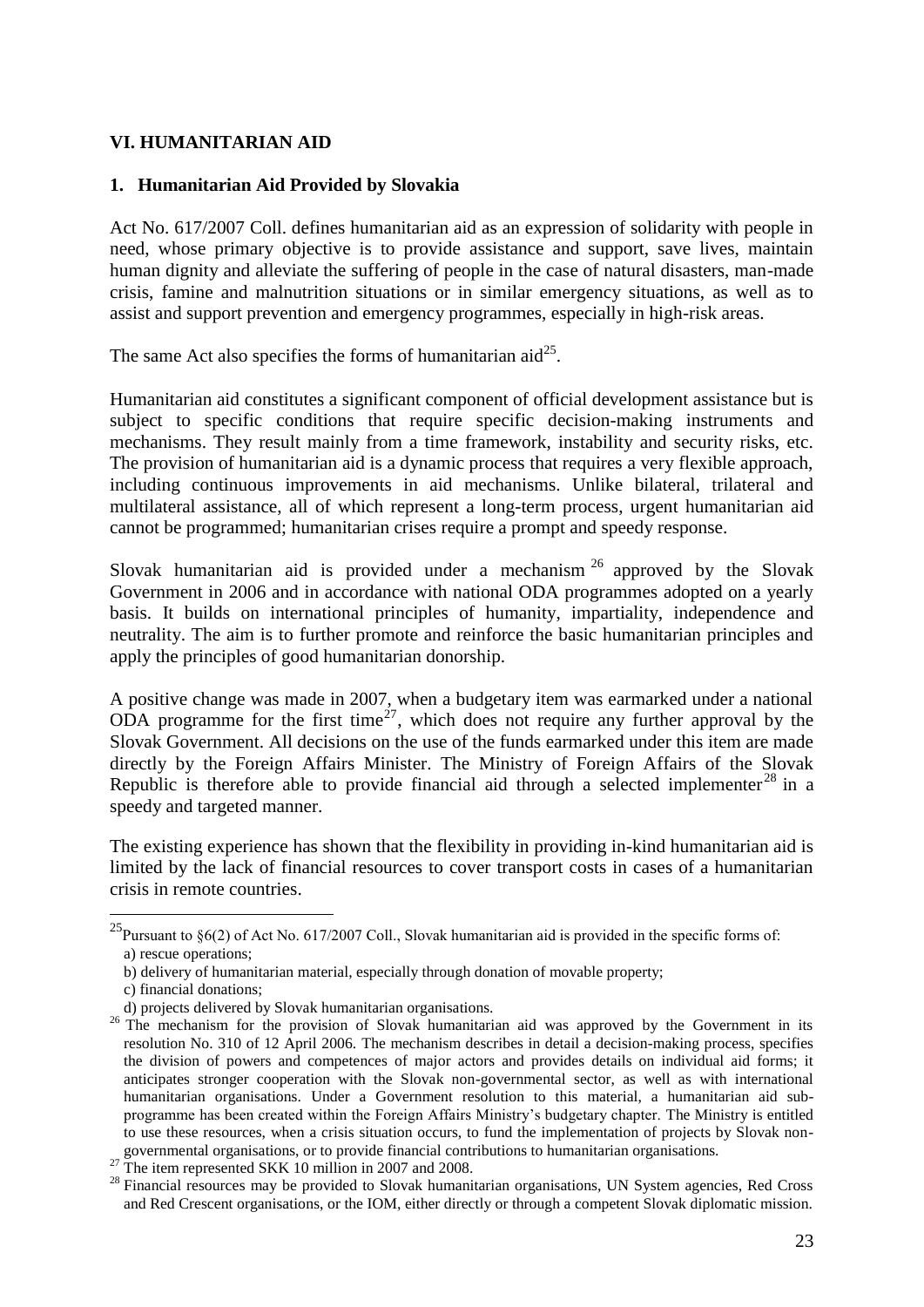## VI. HUMANITARIAN AID

### 1. Humanitarian Aid Provided by Slovakia

Act No. 617/2007 Coll. defines humanitarian aid as an expression of solidarity with people in need, whose primary objective is to provide assistance and support, save lives, maintain human dignity and alleviate the suffering of people in the case of natural disasters, man-made crisis, famine and malnutrition situations or in similar emergency situations, as well as to assist and support prevention and emergency programmes, especially in high-risk areas.

The same Act also specifies the forms of humanitarian aid[25].

Humanitarian aid constitutes a significant component of official development assistance but is subject to specific conditions that require specific decision-making instruments and mechanisms. They result mainly from a time framework, instability and security risks, etc. The provision of humanitarian aid is a dynamic process that requires a very flexible approach, including continuous improvements in aid mechanisms. Unlike bilateral, trilateral and multilateral assistance, all of which represent a long-term process, urgent humanitarian aid cannot be programmed; humanitarian crises require a prompt and speedy response.

Slovak humanitarian aid is provided under a mechanism[26] approved by the Slovak Government in 2006 and in accordance with national ODA programmes adopted on a yearly basis. It builds on international principles of humanity, impartiality, independence and neutrality. The aim is to further promote and reinforce the basic humanitarian principles and apply the principles of good humanitarian donorship.

A positive change was made in 2007, when a budgetary item was earmarked under a national ODA programme for the first time[27], which does not require any further approval by the Slovak Government. All decisions on the use of the funds earmarked under this item are made directly by the Foreign Affairs Minister. The Ministry of Foreign Affairs of the Slovak Republic is therefore able to provide financial aid through a selected implementer[28] in a speedy and targeted manner.

The existing experience has shown that the flexibility in providing in-kind humanitarian aid is limited by the lack of financial resources to cover transport costs in cases of a humanitarian crisis in remote countries.

---

[25] Pursuant to §6(2) of Act No. 617/2007 Coll., Slovak humanitarian aid is provided in the specific forms of:
a) rescue operations;
b) delivery of humanitarian material, especially through donation of movable property;
c) financial donations;
d) projects delivered by Slovak humanitarian organisations.

[26] The mechanism for the provision of Slovak humanitarian aid was approved by the Government in its resolution No. 310 of 12 April 2006. The mechanism describes in detail a decision-making process, specifies the division of powers and competences of major actors and provides details on individual aid forms; it anticipates stronger cooperation with the Slovak non-governmental sector, as well as with international humanitarian organisations. Under a Government resolution to this material, a humanitarian aid sub-programme has been created within the Foreign Affairs Ministry's budgetary chapter. The Ministry is entitled to use these resources, when a crisis situation occurs, to fund the implementation of projects by Slovak non-governmental organisations, or to provide financial contributions to humanitarian organisations.

[27] The item represented SKK 10 million in 2007 and 2008.

[28] Financial resources may be provided to Slovak humanitarian organisations, UN System agencies, Red Cross and Red Crescent organisations, or the IOM, either directly or through a competent Slovak diplomatic mission.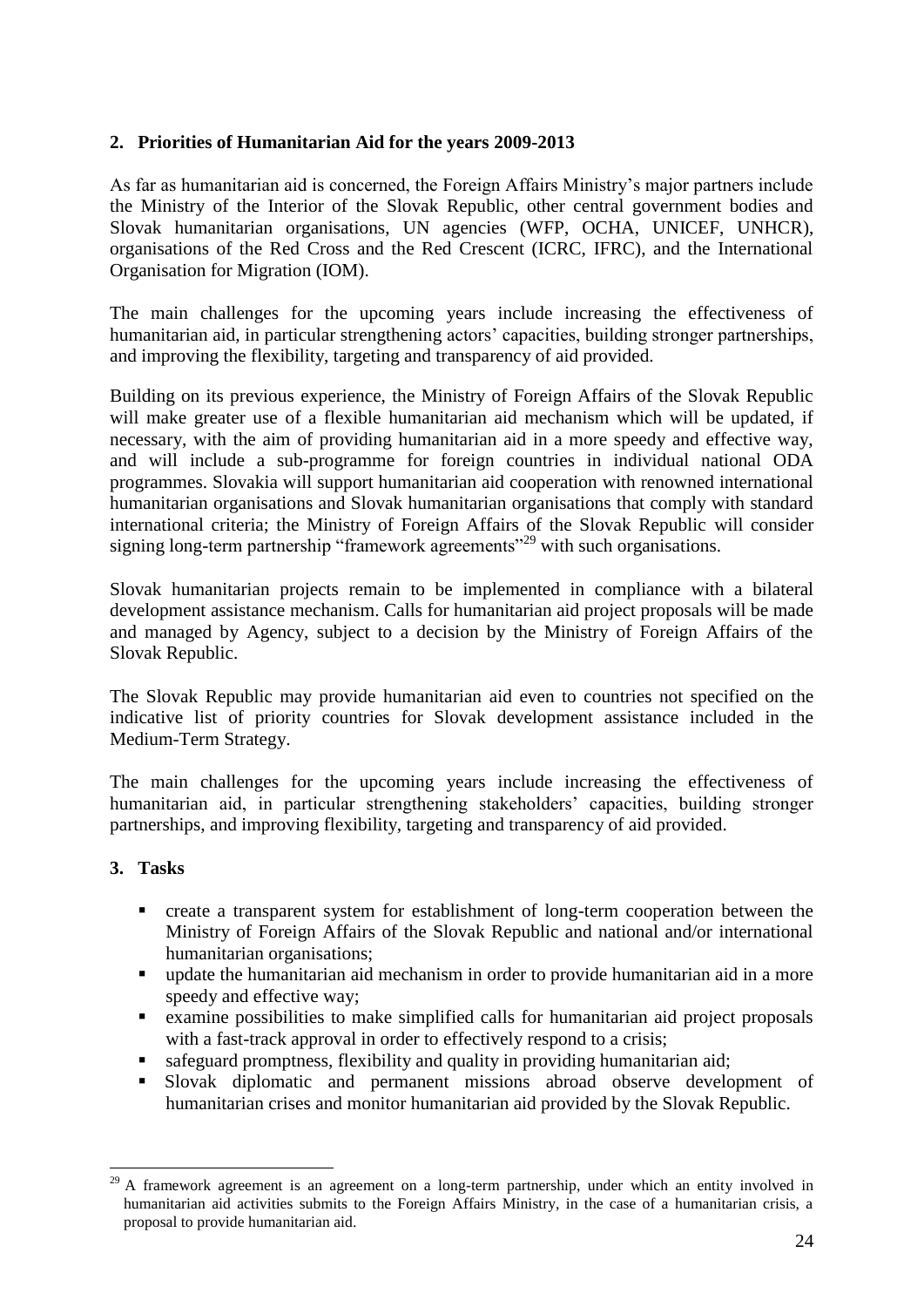## 2. Priorities of Humanitarian Aid for the years 2009-2013

As far as humanitarian aid is concerned, the Foreign Affairs Ministry's major partners include the Ministry of the Interior of the Slovak Republic, other central government bodies and Slovak humanitarian organisations, UN agencies (WFP, OCHA, UNICEF, UNHCR), organisations of the Red Cross and the Red Crescent (ICRC, IFRC), and the International Organisation for Migration (IOM).

The main challenges for the upcoming years include increasing the effectiveness of humanitarian aid, in particular strengthening actors' capacities, building stronger partnerships, and improving the flexibility, targeting and transparency of aid provided.

Building on its previous experience, the Ministry of Foreign Affairs of the Slovak Republic will make greater use of a flexible humanitarian aid mechanism which will be updated, if necessary, with the aim of providing humanitarian aid in a more speedy and effective way, and will include a sub-programme for foreign countries in individual national ODA programmes. Slovakia will support humanitarian aid cooperation with renowned international humanitarian organisations and Slovak humanitarian organisations that comply with standard international criteria; the Ministry of Foreign Affairs of the Slovak Republic will consider signing long-term partnership "framework agreements"[29] with such organisations.

Slovak humanitarian projects remain to be implemented in compliance with a bilateral development assistance mechanism. Calls for humanitarian aid project proposals will be made and managed by Agency, subject to a decision by the Ministry of Foreign Affairs of the Slovak Republic.

The Slovak Republic may provide humanitarian aid even to countries not specified on the indicative list of priority countries for Slovak development assistance included in the Medium-Term Strategy.

The main challenges for the upcoming years include increasing the effectiveness of humanitarian aid, in particular strengthening stakeholders' capacities, building stronger partnerships, and improving flexibility, targeting and transparency of aid provided.

## 3. Tasks

- create a transparent system for establishment of long-term cooperation between the Ministry of Foreign Affairs of the Slovak Republic and national and/or international humanitarian organisations;
- update the humanitarian aid mechanism in order to provide humanitarian aid in a more speedy and effective way;
- examine possibilities to make simplified calls for humanitarian aid project proposals with a fast-track approval in order to effectively respond to a crisis;
- safeguard promptness, flexibility and quality in providing humanitarian aid;
- Slovak diplomatic and permanent missions abroad observe development of humanitarian crises and monitor humanitarian aid provided by the Slovak Republic.

[29] A framework agreement is an agreement on a long-term partnership, under which an entity involved in humanitarian aid activities submits to the Foreign Affairs Ministry, in the case of a humanitarian crisis, a proposal to provide humanitarian aid.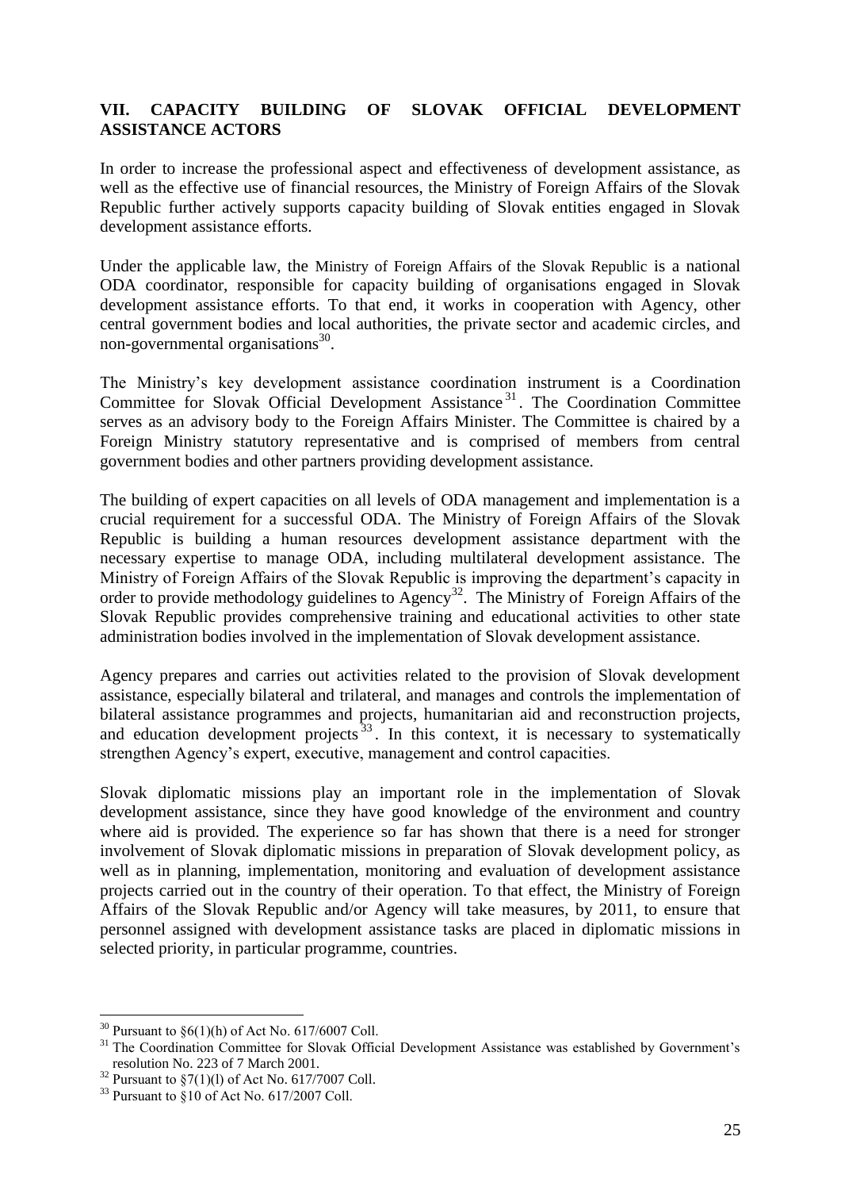## VII. CAPACITY BUILDING OF SLOVAK OFFICIAL DEVELOPMENT ASSISTANCE ACTORS

In order to increase the professional aspect and effectiveness of development assistance, as well as the effective use of financial resources, the Ministry of Foreign Affairs of the Slovak Republic further actively supports capacity building of Slovak entities engaged in Slovak development assistance efforts.

Under the applicable law, the Ministry of Foreign Affairs of the Slovak Republic is a national ODA coordinator, responsible for capacity building of organisations engaged in Slovak development assistance efforts. To that end, it works in cooperation with Agency, other central government bodies and local authorities, the private sector and academic circles, and non-governmental organisations[30].

The Ministry's key development assistance coordination instrument is a Coordination Committee for Slovak Official Development Assistance[31]. The Coordination Committee serves as an advisory body to the Foreign Affairs Minister. The Committee is chaired by a Foreign Ministry statutory representative and is comprised of members from central government bodies and other partners providing development assistance.

The building of expert capacities on all levels of ODA management and implementation is a crucial requirement for a successful ODA. The Ministry of Foreign Affairs of the Slovak Republic is building a human resources development assistance department with the necessary expertise to manage ODA, including multilateral development assistance. The Ministry of Foreign Affairs of the Slovak Republic is improving the department's capacity in order to provide methodology guidelines to Agency[32]. The Ministry of Foreign Affairs of the Slovak Republic provides comprehensive training and educational activities to other state administration bodies involved in the implementation of Slovak development assistance.

Agency prepares and carries out activities related to the provision of Slovak development assistance, especially bilateral and trilateral, and manages and controls the implementation of bilateral assistance programmes and projects, humanitarian aid and reconstruction projects, and education development projects[33]. In this context, it is necessary to systematically strengthen Agency's expert, executive, management and control capacities.

Slovak diplomatic missions play an important role in the implementation of Slovak development assistance, since they have good knowledge of the environment and country where aid is provided. The experience so far has shown that there is a need for stronger involvement of Slovak diplomatic missions in preparation of Slovak development policy, as well as in planning, implementation, monitoring and evaluation of development assistance projects carried out in the country of their operation. To that effect, the Ministry of Foreign Affairs of the Slovak Republic and/or Agency will take measures, by 2011, to ensure that personnel assigned with development assistance tasks are placed in diplomatic missions in selected priority, in particular programme, countries.

---

[30] Pursuant to §6(1)(h) of Act No. 617/6007 Coll.

[31] The Coordination Committee for Slovak Official Development Assistance was established by Government's resolution No. 223 of 7 March 2001.

[32] Pursuant to §7(1)(l) of Act No. 617/7007 Coll.

[33] Pursuant to §10 of Act No. 617/2007 Coll.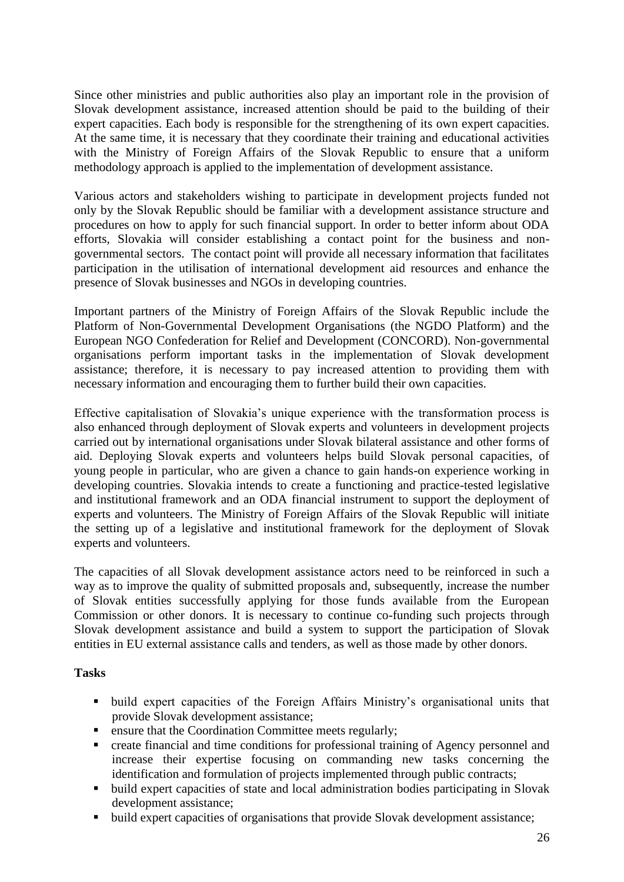Since other ministries and public authorities also play an important role in the provision of Slovak development assistance, increased attention should be paid to the building of their expert capacities. Each body is responsible for the strengthening of its own expert capacities. At the same time, it is necessary that they coordinate their training and educational activities with the Ministry of Foreign Affairs of the Slovak Republic to ensure that a uniform methodology approach is applied to the implementation of development assistance.

Various actors and stakeholders wishing to participate in development projects funded not only by the Slovak Republic should be familiar with a development assistance structure and procedures on how to apply for such financial support. In order to better inform about ODA efforts, Slovakia will consider establishing a contact point for the business and non-governmental sectors. The contact point will provide all necessary information that facilitates participation in the utilisation of international development aid resources and enhance the presence of Slovak businesses and NGOs in developing countries.

Important partners of the Ministry of Foreign Affairs of the Slovak Republic include the Platform of Non-Governmental Development Organisations (the NGDO Platform) and the European NGO Confederation for Relief and Development (CONCORD). Non-governmental organisations perform important tasks in the implementation of Slovak development assistance; therefore, it is necessary to pay increased attention to providing them with necessary information and encouraging them to further build their own capacities.

Effective capitalisation of Slovakia's unique experience with the transformation process is also enhanced through deployment of Slovak experts and volunteers in development projects carried out by international organisations under Slovak bilateral assistance and other forms of aid. Deploying Slovak experts and volunteers helps build Slovak personal capacities, of young people in particular, who are given a chance to gain hands-on experience working in developing countries. Slovakia intends to create a functioning and practice-tested legislative and institutional framework and an ODA financial instrument to support the deployment of experts and volunteers. The Ministry of Foreign Affairs of the Slovak Republic will initiate the setting up of a legislative and institutional framework for the deployment of Slovak experts and volunteers.

The capacities of all Slovak development assistance actors need to be reinforced in such a way as to improve the quality of submitted proposals and, subsequently, increase the number of Slovak entities successfully applying for those funds available from the European Commission or other donors. It is necessary to continue co-funding such projects through Slovak development assistance and build a system to support the participation of Slovak entities in EU external assistance calls and tenders, as well as those made by other donors.

**Tasks**

- build expert capacities of the Foreign Affairs Ministry's organisational units that provide Slovak development assistance;
- ensure that the Coordination Committee meets regularly;
- create financial and time conditions for professional training of Agency personnel and increase their expertise focusing on commanding new tasks concerning the identification and formulation of projects implemented through public contracts;
- build expert capacities of state and local administration bodies participating in Slovak development assistance;
- build expert capacities of organisations that provide Slovak development assistance;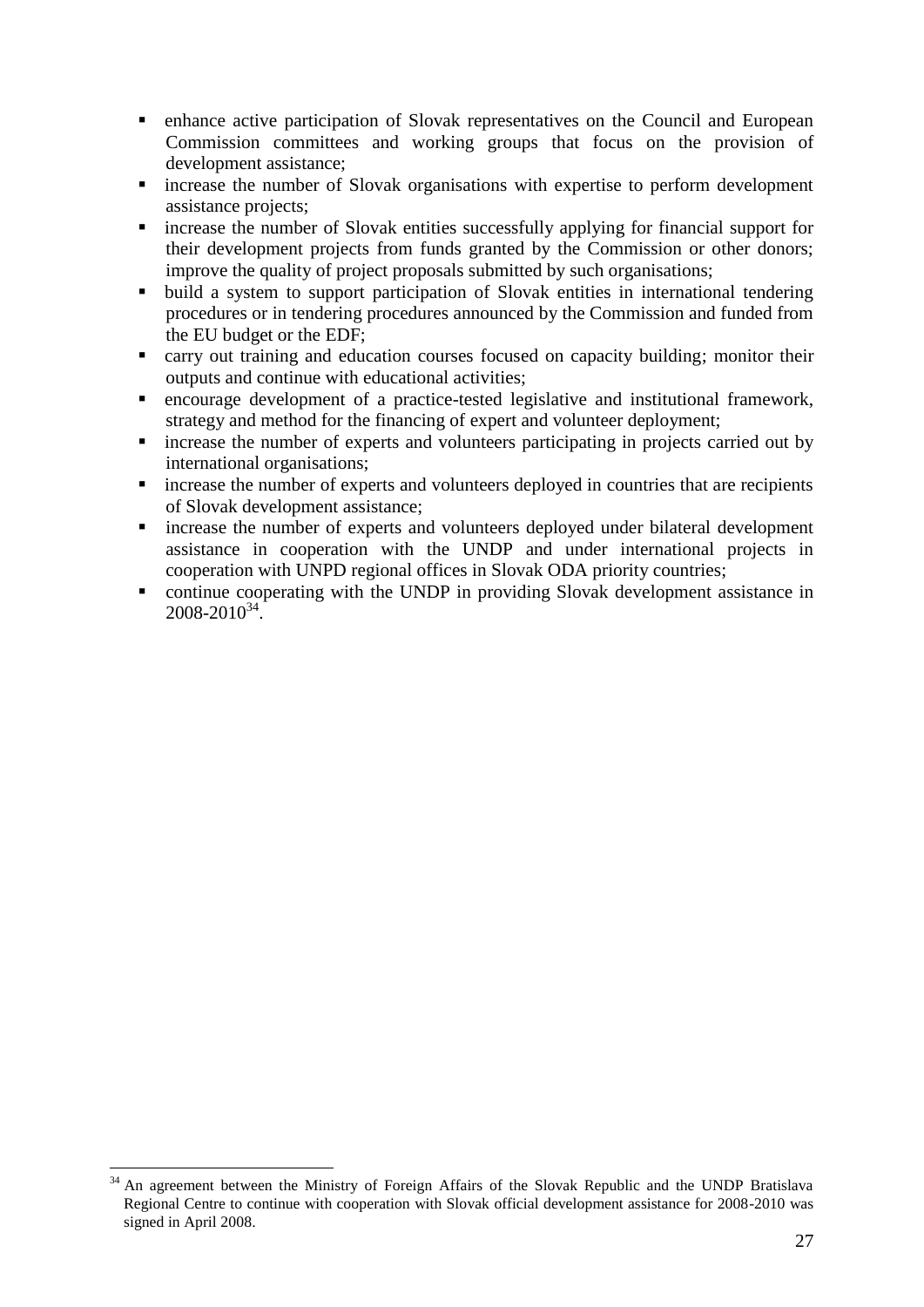- enhance active participation of Slovak representatives on the Council and European Commission committees and working groups that focus on the provision of development assistance;
- increase the number of Slovak organisations with expertise to perform development assistance projects;
- increase the number of Slovak entities successfully applying for financial support for their development projects from funds granted by the Commission or other donors; improve the quality of project proposals submitted by such organisations;
- build a system to support participation of Slovak entities in international tendering procedures or in tendering procedures announced by the Commission and funded from the EU budget or the EDF;
- carry out training and education courses focused on capacity building; monitor their outputs and continue with educational activities;
- encourage development of a practice-tested legislative and institutional framework, strategy and method for the financing of expert and volunteer deployment;
- increase the number of experts and volunteers participating in projects carried out by international organisations;
- increase the number of experts and volunteers deployed in countries that are recipients of Slovak development assistance;
- increase the number of experts and volunteers deployed under bilateral development assistance in cooperation with the UNDP and under international projects in cooperation with UNPD regional offices in Slovak ODA priority countries;
- continue cooperating with the UNDP in providing Slovak development assistance in 2008-2010[34].

---

[34] An agreement between the Ministry of Foreign Affairs of the Slovak Republic and the UNDP Bratislava Regional Centre to continue with cooperation with Slovak official development assistance for 2008-2010 was signed in April 2008.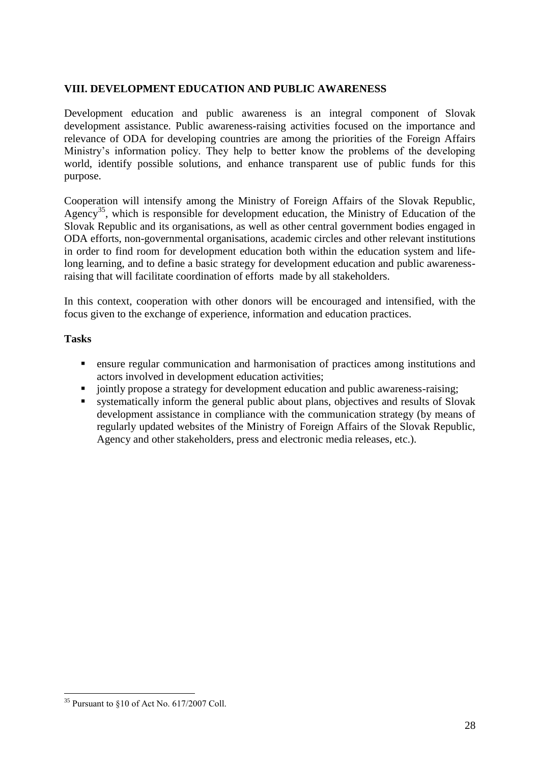## VIII. DEVELOPMENT EDUCATION AND PUBLIC AWARENESS

Development education and public awareness is an integral component of Slovak development assistance. Public awareness-raising activities focused on the importance and relevance of ODA for developing countries are among the priorities of the Foreign Affairs Ministry's information policy. They help to better know the problems of the developing world, identify possible solutions, and enhance transparent use of public funds for this purpose.

Cooperation will intensify among the Ministry of Foreign Affairs of the Slovak Republic, Agency[35], which is responsible for development education, the Ministry of Education of the Slovak Republic and its organisations, as well as other central government bodies engaged in ODA efforts, non-governmental organisations, academic circles and other relevant institutions in order to find room for development education both within the education system and life-long learning, and to define a basic strategy for development education and public awareness-raising that will facilitate coordination of efforts made by all stakeholders.

In this context, cooperation with other donors will be encouraged and intensified, with the focus given to the exchange of experience, information and education practices.

**Tasks**

- ensure regular communication and harmonisation of practices among institutions and actors involved in development education activities;
- jointly propose a strategy for development education and public awareness-raising;
- systematically inform the general public about plans, objectives and results of Slovak development assistance in compliance with the communication strategy (by means of regularly updated websites of the Ministry of Foreign Affairs of the Slovak Republic, Agency and other stakeholders, press and electronic media releases, etc.).

[35] Pursuant to §10 of Act No. 617/2007 Coll.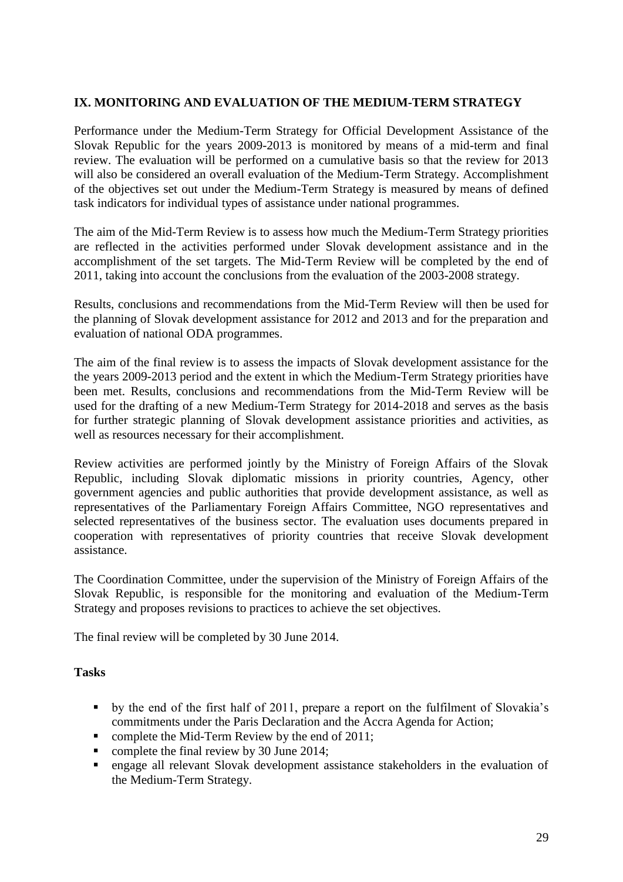## IX. MONITORING AND EVALUATION OF THE MEDIUM-TERM STRATEGY

Performance under the Medium-Term Strategy for Official Development Assistance of the Slovak Republic for the years 2009-2013 is monitored by means of a mid-term and final review. The evaluation will be performed on a cumulative basis so that the review for 2013 will also be considered an overall evaluation of the Medium-Term Strategy. Accomplishment of the objectives set out under the Medium-Term Strategy is measured by means of defined task indicators for individual types of assistance under national programmes.

The aim of the Mid-Term Review is to assess how much the Medium-Term Strategy priorities are reflected in the activities performed under Slovak development assistance and in the accomplishment of the set targets. The Mid-Term Review will be completed by the end of 2011, taking into account the conclusions from the evaluation of the 2003-2008 strategy.

Results, conclusions and recommendations from the Mid-Term Review will then be used for the planning of Slovak development assistance for 2012 and 2013 and for the preparation and evaluation of national ODA programmes.

The aim of the final review is to assess the impacts of Slovak development assistance for the the years 2009-2013 period and the extent in which the Medium-Term Strategy priorities have been met. Results, conclusions and recommendations from the Mid-Term Review will be used for the drafting of a new Medium-Term Strategy for 2014-2018 and serves as the basis for further strategic planning of Slovak development assistance priorities and activities, as well as resources necessary for their accomplishment.

Review activities are performed jointly by the Ministry of Foreign Affairs of the Slovak Republic, including Slovak diplomatic missions in priority countries, Agency, other government agencies and public authorities that provide development assistance, as well as representatives of the Parliamentary Foreign Affairs Committee, NGO representatives and selected representatives of the business sector. The evaluation uses documents prepared in cooperation with representatives of priority countries that receive Slovak development assistance.

The Coordination Committee, under the supervision of the Ministry of Foreign Affairs of the Slovak Republic, is responsible for the monitoring and evaluation of the Medium-Term Strategy and proposes revisions to practices to achieve the set objectives.

The final review will be completed by 30 June 2014.

**Tasks**

- by the end of the first half of 2011, prepare a report on the fulfilment of Slovakia's commitments under the Paris Declaration and the Accra Agenda for Action;
- complete the Mid-Term Review by the end of 2011;
- complete the final review by 30 June 2014;
- engage all relevant Slovak development assistance stakeholders in the evaluation of the Medium-Term Strategy.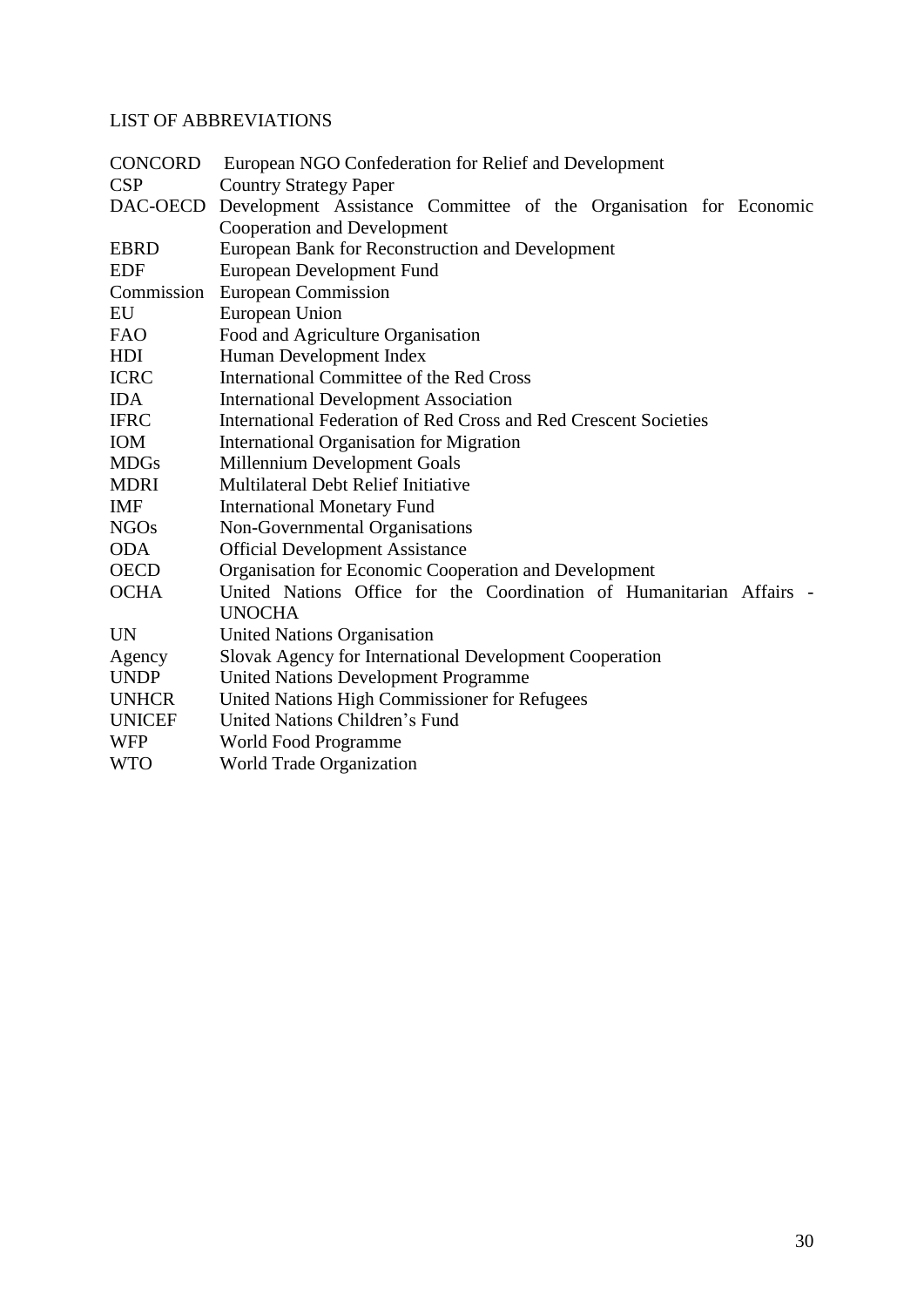## LIST OF ABBREVIATIONS

| | |
|---|---|
| CONCORD | European NGO Confederation for Relief and Development |
| CSP | Country Strategy Paper |
| DAC-OECD | Development Assistance Committee of the Organisation for Economic Cooperation and Development |
| EBRD | European Bank for Reconstruction and Development |
| EDF | European Development Fund |
| Commission | European Commission |
| EU | European Union |
| FAO | Food and Agriculture Organisation |
| HDI | Human Development Index |
| ICRC | International Committee of the Red Cross |
| IDA | International Development Association |
| IFRC | International Federation of Red Cross and Red Crescent Societies |
| IOM | International Organisation for Migration |
| MDGs | Millennium Development Goals |
| MDRI | Multilateral Debt Relief Initiative |
| IMF | International Monetary Fund |
| NGOs | Non-Governmental Organisations |
| ODA | Official Development Assistance |
| OECD | Organisation for Economic Cooperation and Development |
| OCHA | United Nations Office for the Coordination of Humanitarian Affairs - UNOCHA |
| UN | United Nations Organisation |
| Agency | Slovak Agency for International Development Cooperation |
| UNDP | United Nations Development Programme |
| UNHCR | United Nations High Commissioner for Refugees |
| UNICEF | United Nations Children's Fund |
| WFP | World Food Programme |
| WTO | World Trade Organization |